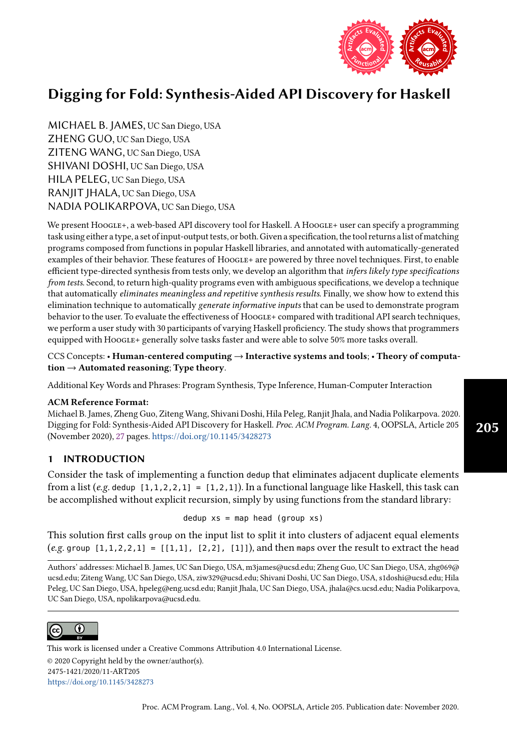# Digging for Fold: Synthesis-Aided API Discovery for Haskell

MICHAEL B. JAMES, UC San Diego, USA
ZHENG GUO, UC San Diego, USA
ZITENG WANG, UC San Diego, USA
SHIVANI DOSHI, UC San Diego, USA
HILA PELEG, UC San Diego, USA
RANJIT JHALA, UC San Diego, USA
NADIA POLIKARPOVA, UC San Diego, USA

We present Hoogle+, a web-based API discovery tool for Haskell. A Hoogle+ user can specify a programming task using either a type, a set of input-output tests, or both. Given a specification, the tool returns a list of matching programs composed from functions in popular Haskell libraries, and annotated with automatically-generated examples of their behavior. These features of Hoogle+ are powered by three novel techniques. First, to enable efficient type-directed synthesis from tests only, we develop an algorithm that *infers likely type specifications from tests*. Second, to return high-quality programs even with ambiguous specifications, we develop a technique that automatically *eliminates meaningless and repetitive synthesis results*. Finally, we show how to extend this elimination technique to automatically *generate informative inputs* that can be used to demonstrate program behavior to the user. To evaluate the effectiveness of Hoogle+ compared with traditional API search techniques, we perform a user study with 30 participants of varying Haskell proficiency. The study shows that programmers equipped with Hoogle+ generally solve tasks faster and were able to solve 50% more tasks overall.

CCS Concepts: • **Human-centered computing** → **Interactive systems and tools**; • **Theory of computation** → **Automated reasoning**; **Type theory**.

Additional Key Words and Phrases: Program Synthesis, Type Inference, Human-Computer Interaction

**ACM Reference Format:**
Michael B. James, Zheng Guo, Ziteng Wang, Shivani Doshi, Hila Peleg, Ranjit Jhala, and Nadia Polikarpova. 2020. Digging for Fold: Synthesis-Aided API Discovery for Haskell. *Proc. ACM Program. Lang.* 4, OOPSLA, Article 205 (November 2020), 27 pages. https://doi.org/10.1145/3428273

## 1 INTRODUCTION

Consider the task of implementing a function `dedup` that eliminates adjacent duplicate elements from a list (*e.g.* `dedup [1,1,2,2,1] = [1,2,1]`). In a functional language like Haskell, this task can be accomplished without explicit recursion, simply by using functions from the standard library:

```
dedup xs = map head (group xs)
```

This solution first calls `group` on the input list to split it into clusters of adjacent equal elements (*e.g.* `group [1,1,2,2,1] = [[1,1], [2,2], [1]]`), and then `map`s over the result to extract the `head`

Authors' addresses: Michael B. James, UC San Diego, USA, m3james@ucsd.edu; Zheng Guo, UC San Diego, USA, zhg069@ucsd.edu; Ziteng Wang, UC San Diego, USA, ziw329@ucsd.edu; Shivani Doshi, UC San Diego, USA, s1doshi@ucsd.edu; Hila Peleg, UC San Diego, USA, hpeleg@eng.ucsd.edu; Ranjit Jhala, UC San Diego, USA, jhala@cs.ucsd.edu; Nadia Polikarpova, UC San Diego, USA, npolikarpova@ucsd.edu.

This work is licensed under a Creative Commons Attribution 4.0 International License.
© 2020 Copyright held by the owner/author(s).
2475-1421/2020/11-ART205
https://doi.org/10.1145/3428273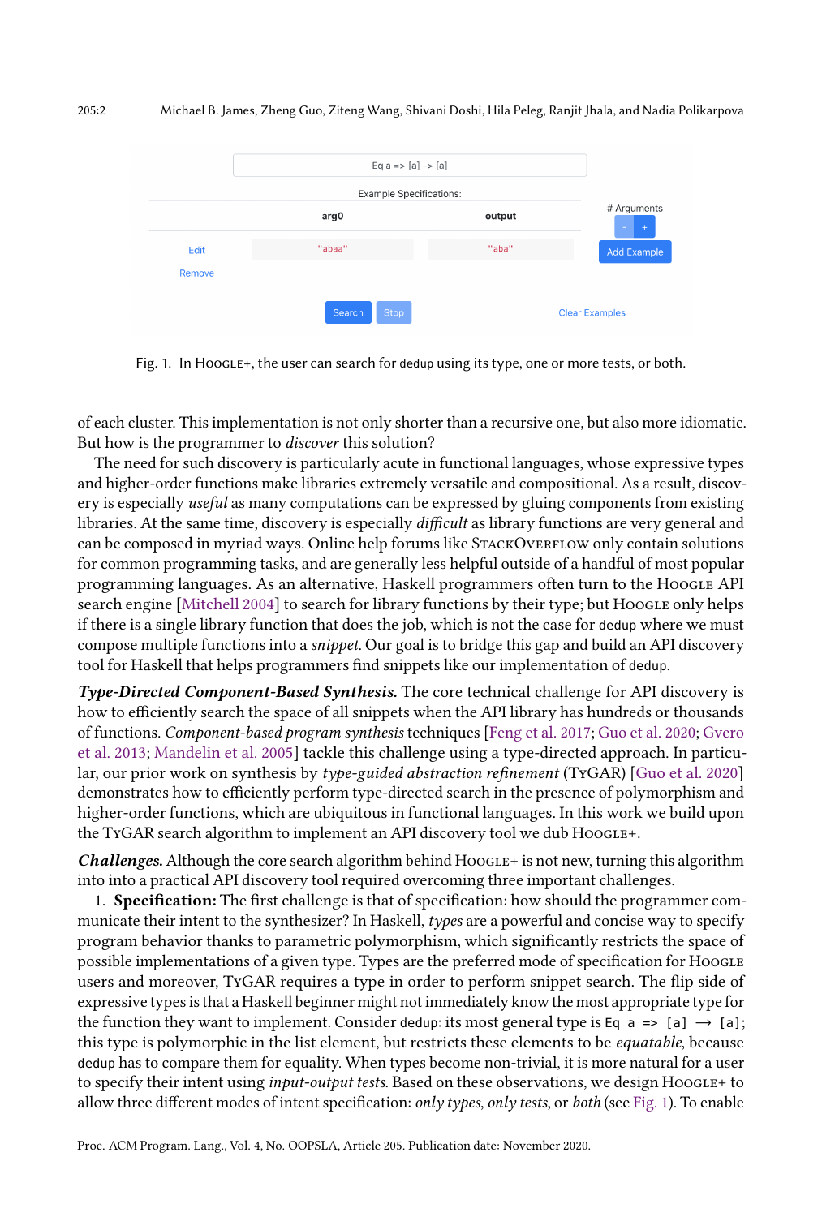Fig. 1. In Hoogle+, the user can search for `dedup` using its type, one or more tests, or both.

of each cluster. This implementation is not only shorter than a recursive one, but also more idiomatic. But how is the programmer to *discover* this solution?

The need for such discovery is particularly acute in functional languages, whose expressive types and higher-order functions make libraries extremely versatile and compositional. As a result, discovery is especially *useful* as many computations can be expressed by gluing components from existing libraries. At the same time, discovery is especially *difficult* as library functions are very general and can be composed in myriad ways. Online help forums like StackOverflow only contain solutions for common programming tasks, and are generally less helpful outside of a handful of most popular programming languages. As an alternative, Haskell programmers often turn to the Hoogle API search engine [Mitchell 2004] to search for library functions by their type; but Hoogle only helps if there is a single library function that does the job, which is not the case for `dedup` where we must compose multiple functions into a *snippet*. Our goal is to bridge this gap and build an API discovery tool for Haskell that helps programmers find snippets like our implementation of `dedup`.

***Type-Directed Component-Based Synthesis.*** The core technical challenge for API discovery is how to efficiently search the space of all snippets when the API library has hundreds or thousands of functions. *Component-based program synthesis* techniques [Feng et al. 2017; Guo et al. 2020; Gvero et al. 2013; Mandelin et al. 2005] tackle this challenge using a type-directed approach. In particular, our prior work on synthesis by *type-guided abstraction refinement* (TyGAR) [Guo et al. 2020] demonstrates how to efficiently perform type-directed search in the presence of polymorphism and higher-order functions, which are ubiquitous in functional languages. In this work we build upon the TyGAR search algorithm to implement an API discovery tool we dub Hoogle+.

***Challenges.*** Although the core search algorithm behind Hoogle+ is not new, turning this algorithm into into a practical API discovery tool required overcoming three important challenges.

1. **Specification:** The first challenge is that of specification: how should the programmer communicate their intent to the synthesizer? In Haskell, *types* are a powerful and concise way to specify program behavior thanks to parametric polymorphism, which significantly restricts the space of possible implementations of a given type. Types are the preferred mode of specification for Hoogle users and moreover, TyGAR requires a type in order to perform snippet search. The flip side of expressive types is that a Haskell beginner might not immediately know the most appropriate type for the function they want to implement. Consider `dedup`: its most general type is `Eq a => [a] → [a]`; this type is polymorphic in the list element, but restricts these elements to be *equatable*, because `dedup` has to compare them for equality. When types become non-trivial, it is more natural for a user to specify their intent using *input-output tests*. Based on these observations, we design Hoogle+ to allow three different modes of intent specification: *only types*, *only tests*, or *both* (see Fig. 1). To enable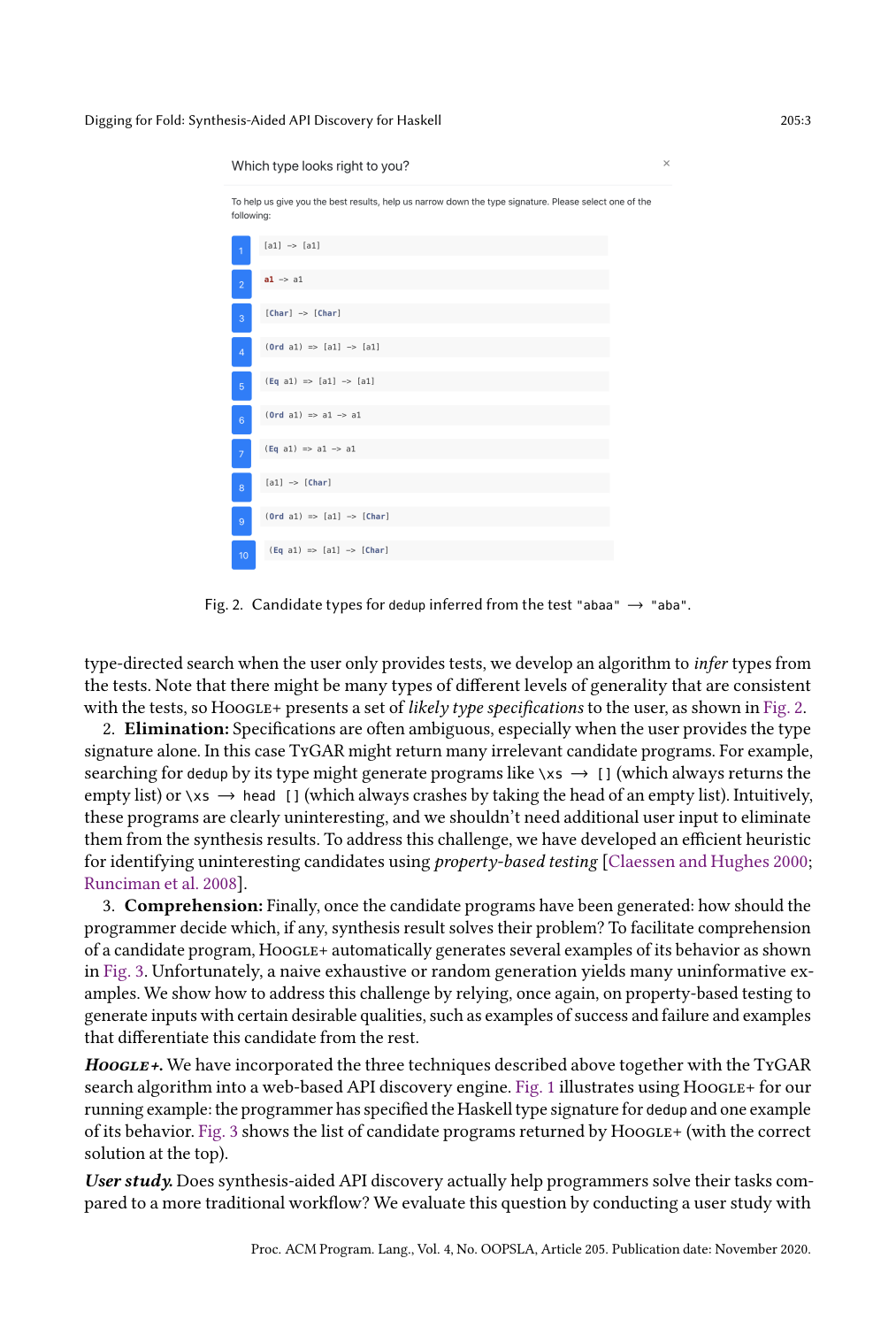Which type looks right to you?

To help us give you the best results, help us narrow down the type signature. Please select one of the following:

1. `[a1] -> [a1]`
2. `a1 -> a1`
3. `[Char] -> [Char]`
4. `(Ord a1) => [a1] -> [a1]`
5. `(Eq a1) => [a1] -> [a1]`
6. `(Ord a1) => a1 -> a1`
7. `(Eq a1) => a1 -> a1`
8. `[a1] -> [Char]`
9. `(Ord a1) => [a1] -> [Char]`
10. `(Eq a1) => [a1] -> [Char]`

Fig. 2. Candidate types for `dedup` inferred from the test `"abaa"` ⟶ `"aba"`.

type-directed search when the user only provides tests, we develop an algorithm to *infer* types from the tests. Note that there might be many types of different levels of generality that are consistent with the tests, so Hoogle+ presents a set of *likely type specifications* to the user, as shown in Fig. 2.

2. **Elimination:** Specifications are often ambiguous, especially when the user provides the type signature alone. In this case TyGAR might return many irrelevant candidate programs. For example, searching for `dedup` by its type might generate programs like `\xs` ⟶ `[]` (which always returns the empty list) or `\xs` ⟶ `head []` (which always crashes by taking the head of an empty list). Intuitively, these programs are clearly uninteresting, and we shouldn't need additional user input to eliminate them from the synthesis results. To address this challenge, we have developed an efficient heuristic for identifying uninteresting candidates using *property-based testing* [Claessen and Hughes 2000; Runciman et al. 2008].

3. **Comprehension:** Finally, once the candidate programs have been generated: how should the programmer decide which, if any, synthesis result solves their problem? To facilitate comprehension of a candidate program, Hoogle+ automatically generates several examples of its behavior as shown in Fig. 3. Unfortunately, a naive exhaustive or random generation yields many uninformative examples. We show how to address this challenge by relying, once again, on property-based testing to generate inputs with certain desirable qualities, such as examples of success and failure and examples that differentiate this candidate from the rest.

***Hoogle+.*** We have incorporated the three techniques described above together with the TyGAR search algorithm into a web-based API discovery engine. Fig. 1 illustrates using Hoogle+ for our running example: the programmer has specified the Haskell type signature for `dedup` and one example of its behavior. Fig. 3 shows the list of candidate programs returned by Hoogle+ (with the correct solution at the top).

***User study.*** Does synthesis-aided API discovery actually help programmers solve their tasks compared to a more traditional workflow? We evaluate this question by conducting a user study with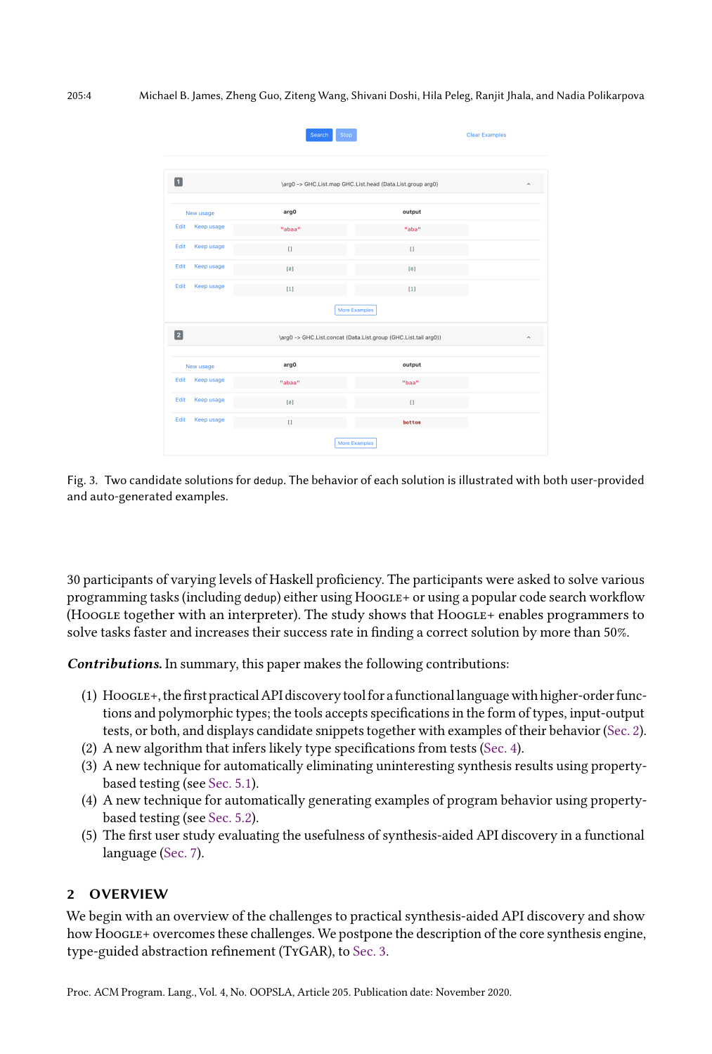Fig. 3. Two candidate solutions for `dedup`. The behavior of each solution is illustrated with both user-provided and auto-generated examples.

30 participants of varying levels of Haskell proficiency. The participants were asked to solve various programming tasks (including `dedup`) either using Hoogle+ or using a popular code search workflow (Hoogle together with an interpreter). The study shows that Hoogle+ enables programmers to solve tasks faster and increases their success rate in finding a correct solution by more than 50%.

***Contributions.*** In summary, this paper makes the following contributions:

1. Hoogle+, the first practical API discovery tool for a functional language with higher-order functions and polymorphic types; the tools accepts specifications in the form of types, input-output tests, or both, and displays candidate snippets together with examples of their behavior (Sec. 2).
2. A new algorithm that infers likely type specifications from tests (Sec. 4).
3. A new technique for automatically eliminating uninteresting synthesis results using property-based testing (see Sec. 5.1).
4. A new technique for automatically generating examples of program behavior using property-based testing (see Sec. 5.2).
5. The first user study evaluating the usefulness of synthesis-aided API discovery in a functional language (Sec. 7).

## 2 OVERVIEW

We begin with an overview of the challenges to practical synthesis-aided API discovery and show how Hoogle+ overcomes these challenges. We postpone the description of the core synthesis engine, type-guided abstraction refinement (TyGAR), to Sec. 3.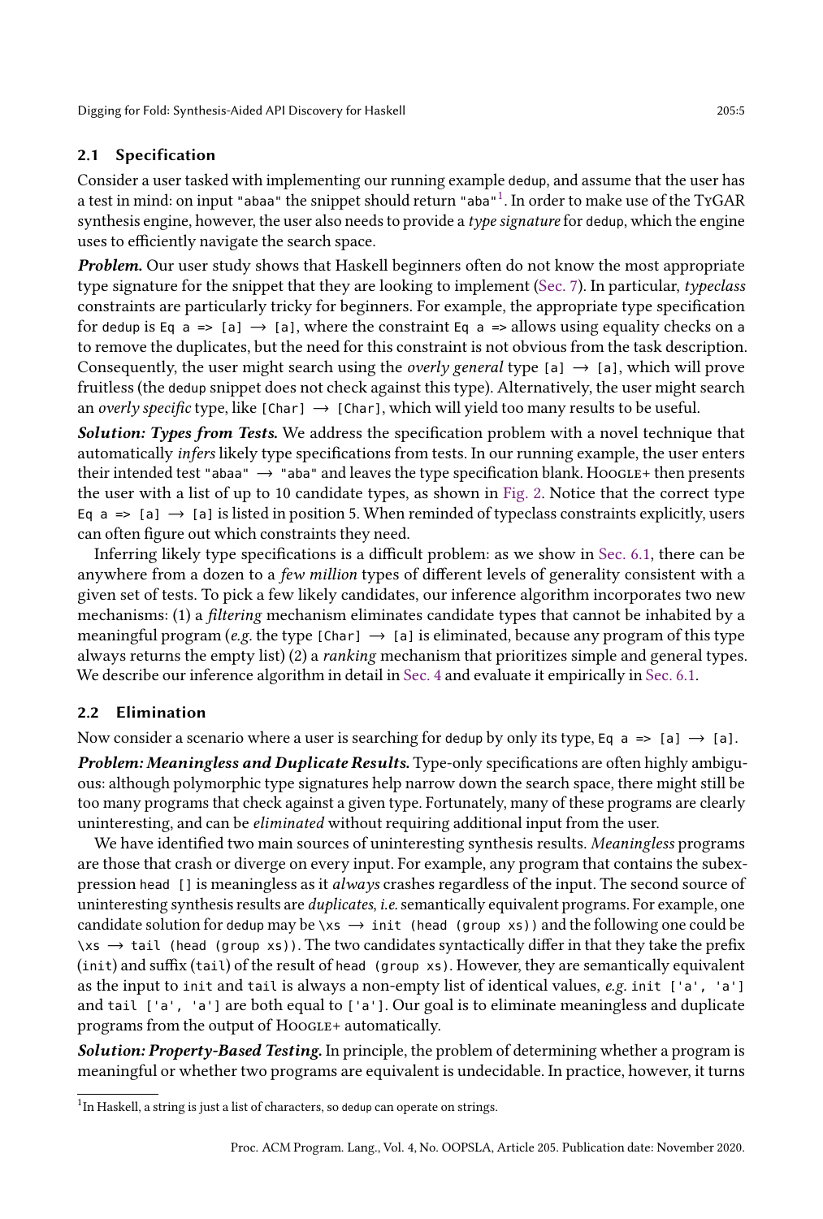## 2.1 Specification

Consider a user tasked with implementing our running example `dedup`, and assume that the user has a test in mind: on input `"abaa"` the snippet should return `"aba"`[1]. In order to make use of the TYGAR synthesis engine, however, the user also needs to provide a *type signature* for `dedup`, which the engine uses to efficiently navigate the search space.

***Problem.*** Our user study shows that Haskell beginners often do not know the most appropriate type signature for the snippet that they are looking to implement (Sec. 7). In particular, *typeclass* constraints are particularly tricky for beginners. For example, the appropriate type specification for `dedup` is `Eq a => [a] → [a]`, where the constraint `Eq a =>` allows using equality checks on `a` to remove the duplicates, but the need for this constraint is not obvious from the task description. Consequently, the user might search using the *overly general* type `[a] → [a]`, which will prove fruitless (the `dedup` snippet does not check against this type). Alternatively, the user might search an *overly specific* type, like `[Char] → [Char]`, which will yield too many results to be useful.

***Solution: Types from Tests.*** We address the specification problem with a novel technique that automatically *infers* likely type specifications from tests. In our running example, the user enters their intended test `"abaa" → "aba"` and leaves the type specification blank. HOOGLE+ then presents the user with a list of up to 10 candidate types, as shown in Fig. 2. Notice that the correct type `Eq a => [a] → [a]` is listed in position 5. When reminded of typeclass constraints explicitly, users can often figure out which constraints they need.

Inferring likely type specifications is a difficult problem: as we show in Sec. 6.1, there can be anywhere from a dozen to a *few million* types of different levels of generality consistent with a given set of tests. To pick a few likely candidates, our inference algorithm incorporates two new mechanisms: (1) a *filtering* mechanism eliminates candidate types that cannot be inhabited by a meaningful program (*e.g.* the type `[Char] → [a]` is eliminated, because any program of this type always returns the empty list) (2) a *ranking* mechanism that prioritizes simple and general types. We describe our inference algorithm in detail in Sec. 4 and evaluate it empirically in Sec. 6.1.

## 2.2 Elimination

Now consider a scenario where a user is searching for `dedup` by only its type, `Eq a => [a] → [a]`.

***Problem: Meaningless and Duplicate Results.*** Type-only specifications are often highly ambiguous: although polymorphic type signatures help narrow down the search space, there might still be too many programs that check against a given type. Fortunately, many of these programs are clearly uninteresting, and can be *eliminated* without requiring additional input from the user.

We have identified two main sources of uninteresting synthesis results. *Meaningless* programs are those that crash or diverge on every input. For example, any program that contains the subexpression `head []` is meaningless as it *always* crashes regardless of the input. The second source of uninteresting synthesis results are *duplicates*, *i.e.* semantically equivalent programs. For example, one candidate solution for `dedup` may be `\xs → init (head (group xs))` and the following one could be `\xs → tail (head (group xs))`. The two candidates syntactically differ in that they take the prefix (`init`) and suffix (`tail`) of the result of `head (group xs)`. However, they are semantically equivalent as the input to `init` and `tail` is always a non-empty list of identical values, *e.g.* `init ['a', 'a']` and `tail ['a', 'a']` are both equal to `['a']`. Our goal is to eliminate meaningless and duplicate programs from the output of HOOGLE+ automatically.

***Solution: Property-Based Testing.*** In principle, the problem of determining whether a program is meaningful or whether two programs are equivalent is undecidable. In practice, however, it turns

[1] In Haskell, a string is just a list of characters, so `dedup` can operate on strings.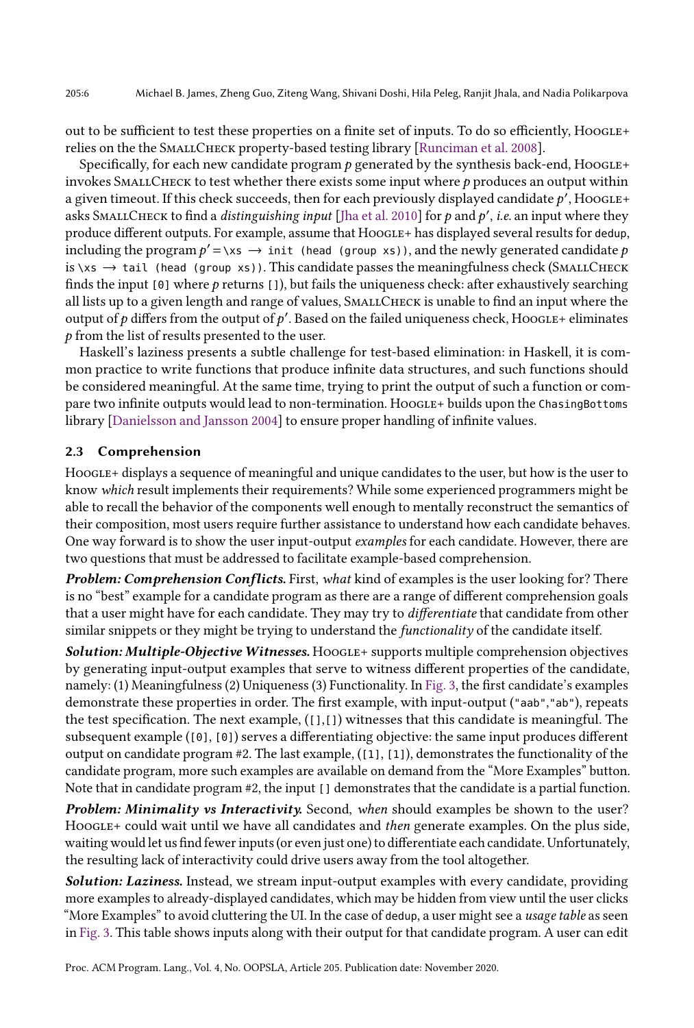out to be sufficient to test these properties on a finite set of inputs. To do so efficiently, Hoogle+ relies on the the SmallCheck property-based testing library [Runciman et al. 2008].

Specifically, for each new candidate program $p$ generated by the synthesis back-end, Hoogle+ invokes SmallCheck to test whether there exists some input where $p$ produces an output within a given timeout. If this check succeeds, then for each previously displayed candidate $p'$, Hoogle+ asks SmallCheck to find a *distinguishing input* [Jha et al. 2010] for $p$ and $p'$, *i.e.* an input where they produce different outputs. For example, assume that Hoogle+ has displayed several results for `dedup`, including the program $p' =$ `\xs → init (head (group xs))`, and the newly generated candidate $p$ is `\xs → tail (head (group xs))`. This candidate passes the meaningfulness check (SmallCheck finds the input `[0]` where $p$ returns `[]`), but fails the uniqueness check: after exhaustively searching all lists up to a given length and range of values, SmallCheck is unable to find an input where the output of $p$ differs from the output of $p'$. Based on the failed uniqueness check, Hoogle+ eliminates $p$ from the list of results presented to the user.

Haskell's laziness presents a subtle challenge for test-based elimination: in Haskell, it is common practice to write functions that produce infinite data structures, and such functions should be considered meaningful. At the same time, trying to print the output of such a function or compare two infinite outputs would lead to non-termination. Hoogle+ builds upon the `ChasingBottoms` library [Danielsson and Jansson 2004] to ensure proper handling of infinite values.

### 2.3 Comprehension

Hoogle+ displays a sequence of meaningful and unique candidates to the user, but how is the user to know *which* result implements their requirements? While some experienced programmers might be able to recall the behavior of the components well enough to mentally reconstruct the semantics of their composition, most users require further assistance to understand how each candidate behaves. One way forward is to show the user input-output *examples* for each candidate. However, there are two questions that must be addressed to facilitate example-based comprehension.

***Problem: Comprehension Conflicts.*** First, *what* kind of examples is the user looking for? There is no "best" example for a candidate program as there are a range of different comprehension goals that a user might have for each candidate. They may try to *differentiate* that candidate from other similar snippets or they might be trying to understand the *functionality* of the candidate itself.

***Solution: Multiple-Objective Witnesses.*** Hoogle+ supports multiple comprehension objectives by generating input-output examples that serve to witness different properties of the candidate, namely: (1) Meaningfulness (2) Uniqueness (3) Functionality. In Fig. 3, the first candidate's examples demonstrate these properties in order. The first example, with input-output (`"aab"`,`"ab"`), repeats the test specification. The next example, (`[]`,`[]`) witnesses that this candidate is meaningful. The subsequent example (`[0]`, `[0]`) serves a differentiating objective: the same input produces different output on candidate program #2. The last example, (`[1]`, `[1]`), demonstrates the functionality of the candidate program, more such examples are available on demand from the "More Examples" button. Note that in candidate program #2, the input `[]` demonstrates that the candidate is a partial function.

***Problem: Minimality vs Interactivity.*** Second, *when* should examples be shown to the user? Hoogle+ could wait until we have all candidates and *then* generate examples. On the plus side, waiting would let us find fewer inputs (or even just one) to differentiate each candidate. Unfortunately, the resulting lack of interactivity could drive users away from the tool altogether.

***Solution: Laziness.*** Instead, we stream input-output examples with every candidate, providing more examples to already-displayed candidates, which may be hidden from view until the user clicks "More Examples" to avoid cluttering the UI. In the case of `dedup`, a user might see a *usage table* as seen in Fig. 3. This table shows inputs along with their output for that candidate program. A user can edit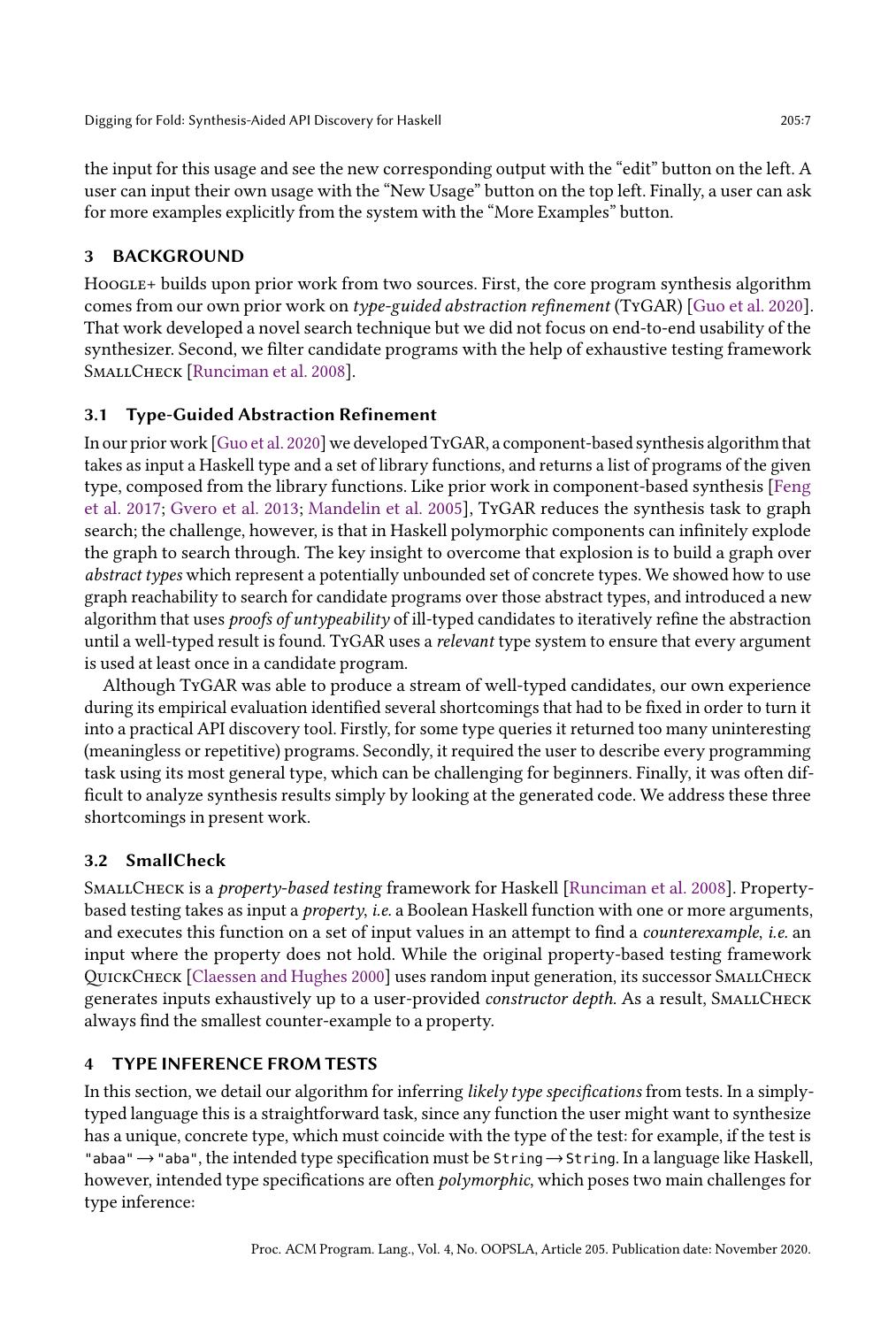the input for this usage and see the new corresponding output with the "edit" button on the left. A user can input their own usage with the "New Usage" button on the top left. Finally, a user can ask for more examples explicitly from the system with the "More Examples" button.

## 3 BACKGROUND

Hoogle+ builds upon prior work from two sources. First, the core program synthesis algorithm comes from our own prior work on *type-guided abstraction refinement* (TyGAR) [Guo et al. 2020]. That work developed a novel search technique but we did not focus on end-to-end usability of the synthesizer. Second, we filter candidate programs with the help of exhaustive testing framework SmallCheck [Runciman et al. 2008].

### 3.1 Type-Guided Abstraction Refinement

In our prior work [Guo et al. 2020] we developed TyGAR, a component-based synthesis algorithm that takes as input a Haskell type and a set of library functions, and returns a list of programs of the given type, composed from the library functions. Like prior work in component-based synthesis [Feng et al. 2017; Gvero et al. 2013; Mandelin et al. 2005], TyGAR reduces the synthesis task to graph search; the challenge, however, is that in Haskell polymorphic components can infinitely explode the graph to search through. The key insight to overcome that explosion is to build a graph over *abstract types* which represent a potentially unbounded set of concrete types. We showed how to use graph reachability to search for candidate programs over those abstract types, and introduced a new algorithm that uses *proofs of untypeability* of ill-typed candidates to iteratively refine the abstraction until a well-typed result is found. TyGAR uses a *relevant* type system to ensure that every argument is used at least once in a candidate program.

Although TyGAR was able to produce a stream of well-typed candidates, our own experience during its empirical evaluation identified several shortcomings that had to be fixed in order to turn it into a practical API discovery tool. Firstly, for some type queries it returned too many uninteresting (meaningless or repetitive) programs. Secondly, it required the user to describe every programming task using its most general type, which can be challenging for beginners. Finally, it was often difficult to analyze synthesis results simply by looking at the generated code. We address these three shortcomings in present work.

### 3.2 SmallCheck

SmallCheck is a *property-based testing* framework for Haskell [Runciman et al. 2008]. Property-based testing takes as input a *property*, *i.e.* a Boolean Haskell function with one or more arguments, and executes this function on a set of input values in an attempt to find a *counterexample*, *i.e.* an input where the property does not hold. While the original property-based testing framework QuickCheck [Claessen and Hughes 2000] uses random input generation, its successor SmallCheck generates inputs exhaustively up to a user-provided *constructor depth*. As a result, SmallCheck always find the smallest counter-example to a property.

## 4 TYPE INFERENCE FROM TESTS

In this section, we detail our algorithm for inferring *likely type specifications* from tests. In a simply-typed language this is a straightforward task, since any function the user might want to synthesize has a unique, concrete type, which must coincide with the type of the test: for example, if the test is `"abaa"` → `"aba"`, the intended type specification must be `String` → `String`. In a language like Haskell, however, intended type specifications are often *polymorphic*, which poses two main challenges for type inference: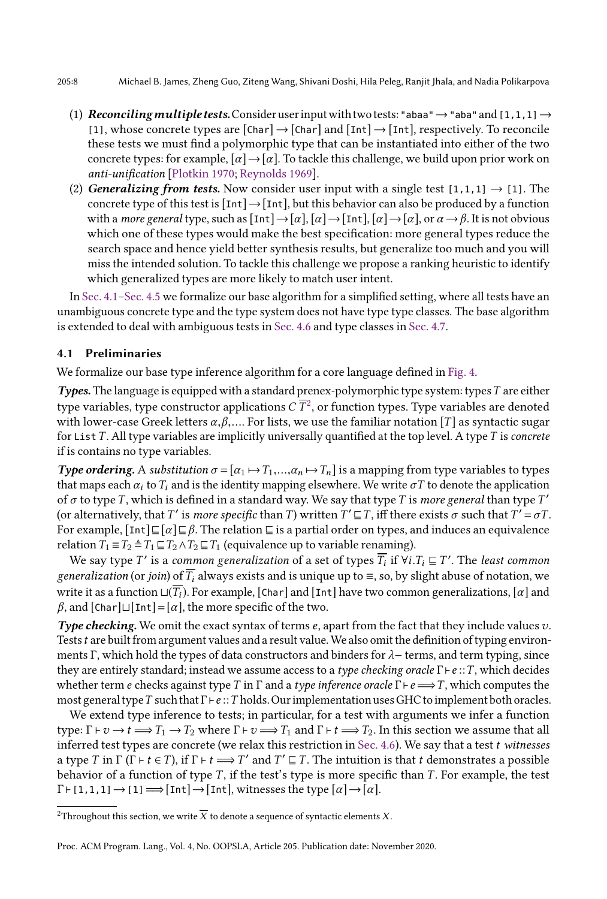(1) ***Reconciling multiple tests.*** Consider user input with two tests: `"abaa"` $\rightarrow$ `"aba"` and `[1,1,1]` $\rightarrow$ `[1]`, whose concrete types are `[Char]` $\rightarrow$ `[Char]` and `[Int]` $\rightarrow$ `[Int]`, respectively. To reconcile these tests we must find a polymorphic type that can be instantiated into either of the two concrete types: for example, $[\alpha] \rightarrow [\alpha]$. To tackle this challenge, we build upon prior work on *anti-unification* [Plotkin 1970; Reynolds 1969].

(2) ***Generalizing from tests.*** Now consider user input with a single test `[1,1,1]` $\rightarrow$ `[1]`. The concrete type of this test is `[Int]` $\rightarrow$ `[Int]`, but this behavior can also be produced by a function with a *more general* type, such as `[Int]` $\rightarrow [\alpha]$, $[\alpha] \rightarrow$ `[Int]`, $[\alpha] \rightarrow [\alpha]$, or $\alpha \rightarrow \beta$. It is not obvious which one of these types would make the best specification: more general types reduce the search space and hence yield better synthesis results, but generalize too much and you will miss the intended solution. To tackle this challenge we propose a ranking heuristic to identify which generalized types are more likely to match user intent.

In Sec. 4.1–Sec. 4.5 we formalize our base algorithm for a simplified setting, where all tests have an unambiguous concrete type and the type system does not have type type classes. The base algorithm is extended to deal with ambiguous tests in Sec. 4.6 and type classes in Sec. 4.7.

### 4.1 Preliminaries

We formalize our base type inference algorithm for a core language defined in Fig. 4.

***Types.*** The language is equipped with a standard prenex-polymorphic type system: types $T$ are either type variables, type constructor applications $C\,\overline{T}$[2], or function types. Type variables are denoted with lower-case Greek letters $\alpha, \beta, \ldots$. For lists, we use the familiar notation $[T]$ as syntactic sugar for `List` $T$. All type variables are implicitly universally quantified at the top level. A type $T$ is *concrete* if is contains no type variables.

***Type ordering.*** A *substitution* $\sigma = [\alpha_1 \mapsto T_1, \ldots, \alpha_n \mapsto T_n]$ is a mapping from type variables to types that maps each $\alpha_i$ to $T_i$ and is the identity mapping elsewhere. We write $\sigma T$ to denote the application of $\sigma$ to type $T$, which is defined in a standard way. We say that type $T$ is *more general* than type $T'$ (or alternatively, that $T'$ is *more specific* than $T$) written $T' \sqsubseteq T$, iff there exists $\sigma$ such that $T' = \sigma T$. For example, $[\texttt{Int}] \sqsubseteq [\alpha] \sqsubseteq \beta$. The relation $\sqsubseteq$ is a partial order on types, and induces an equivalence relation $T_1 \equiv T_2 \triangleq T_1 \sqsubseteq T_2 \wedge T_2 \sqsubseteq T_1$ (equivalence up to variable renaming).

We say type $T'$ is a *common generalization* of a set of types $\overline{T_i}$ if $\forall i. T_i \sqsubseteq T'$. The *least common generalization* (or *join*) of $\overline{T_i}$ always exists and is unique up to $\equiv$, so, by slight abuse of notation, we write it as a function $\sqcup(\overline{T_i})$. For example, `[Char]` and `[Int]` have two common generalizations, $[\alpha]$ and $\beta$, and $[\texttt{Char}] \sqcup [\texttt{Int}] = [\alpha]$, the more specific of the two.

***Type checking.*** We omit the exact syntax of terms $e$, apart from the fact that they include values $v$. Tests $t$ are built from argument values and a result value. We also omit the definition of typing environments $\Gamma$, which hold the types of data constructors and binders for $\lambda-$ terms, and term typing, since they are entirely standard; instead we assume access to a *type checking oracle* $\Gamma \vdash e :: T$, which decides whether term $e$ checks against type $T$ in $\Gamma$ and a *type inference oracle* $\Gamma \vdash e \Longrightarrow T$, which computes the most general type $T$ such that $\Gamma \vdash e :: T$ holds. Our implementation uses GHC to implement both oracles.

We extend type inference to tests; in particular, for a test with arguments we infer a function type: $\Gamma \vdash v \rightarrow t \Longrightarrow T_1 \rightarrow T_2$ where $\Gamma \vdash v \Longrightarrow T_1$ and $\Gamma \vdash t \Longrightarrow T_2$. In this section we assume that all inferred test types are concrete (we relax this restriction in Sec. 4.6). We say that a test $t$ *witnesses* a type $T$ in $\Gamma$ ($\Gamma \vdash t \in T$), if $\Gamma \vdash t \Longrightarrow T'$ and $T' \sqsubseteq T$. The intuition is that $t$ demonstrates a possible behavior of a function of type $T$, if the test's type is more specific than $T$. For example, the test $\Gamma \vdash$ `[1,1,1]` $\rightarrow$ `[1]` $\Longrightarrow [\texttt{Int}] \rightarrow [\texttt{Int}]$, witnesses the type $[\alpha] \rightarrow [\alpha]$.

[2] Throughout this section, we write $\overline{X}$ to denote a sequence of syntactic elements $X$.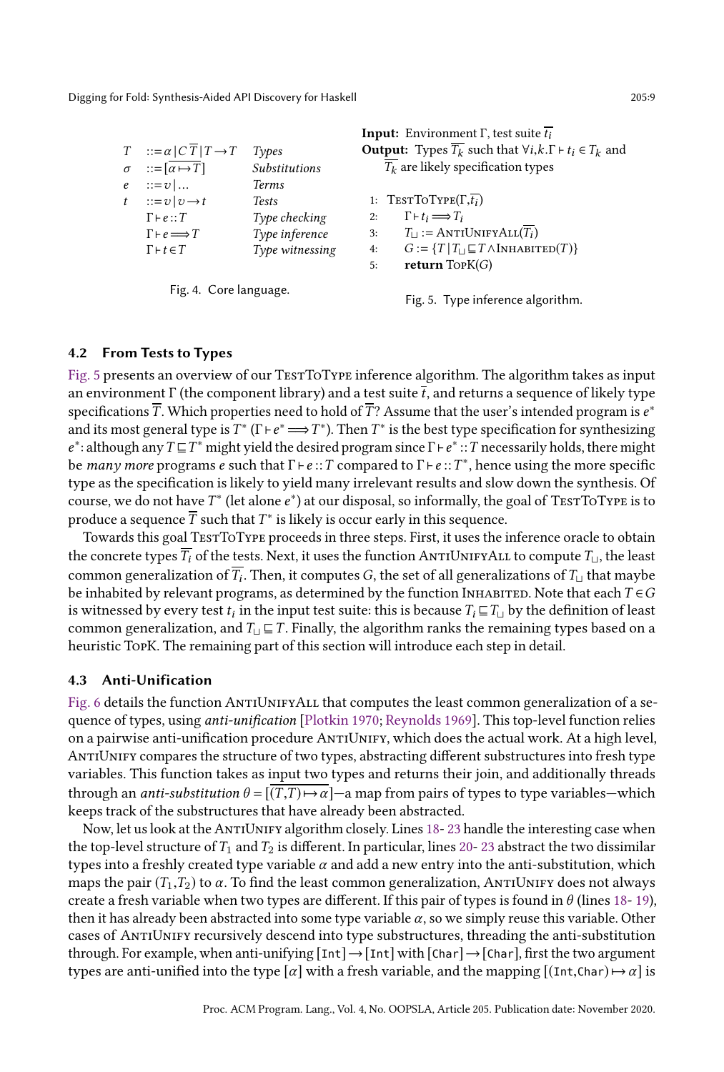| | | |
|---|---|---|
| $T$ | $::= \alpha \mid C\,\overline{T} \mid T \to T$ | *Types* |
| $\sigma$ | $::= [\overline{\alpha \mapsto T}]$ | *Substitutions* |
| $e$ | $::= v \mid \ldots$ | *Terms* |
| $t$ | $::= v \mid v \to t$ | *Tests* |
| | $\Gamma \vdash e :: T$ | *Type checking* |
| | $\Gamma \vdash e \Longrightarrow T$ | *Type inference* |
| | $\Gamma \vdash t \in T$ | *Type witnessing* |

Fig. 4. Core language.

**Input:** Environment $\Gamma$, test suite $\overline{t_i}$
**Output:** Types $\overline{T_k}$ such that $\forall i,k. \Gamma \vdash t_i \in T_k$ and $\overline{T_k}$ are likely specification types

```
1: TestToType(Γ, t̄ᵢ)
2:     Γ ⊢ tᵢ ⟹ Tᵢ
3:     T⊔ := AntiUnifyAll(T̄ᵢ)
4:     G := {T | T⊔ ⊑ T ∧ Inhabited(T)}
5:     return TopK(G)
```

Fig. 5. Type inference algorithm.

### 4.2 From Tests to Types

Fig. 5 presents an overview of our TestToType inference algorithm. The algorithm takes as input an environment $\Gamma$ (the component library) and a test suite $\overline{t}$, and returns a sequence of likely type specifications $\overline{T}$. Which properties need to hold of $\overline{T}$? Assume that the user's intended program is $e^*$ and its most general type is $T^*$ ($\Gamma \vdash e^* \Longrightarrow T^*$). Then $T^*$ is the best type specification for synthesizing $e^*$: although any $T \sqsubseteq T^*$ might yield the desired program since $\Gamma \vdash e^* :: T$ necessarily holds, there might be *many more* programs $e$ such that $\Gamma \vdash e :: T$ compared to $\Gamma \vdash e :: T^*$, hence using the more specific type as the specification is likely to yield many irrelevant results and slow down the synthesis. Of course, we do not have $T^*$ (let alone $e^*$) at our disposal, so informally, the goal of TestToType is to produce a sequence $\overline{T}$ such that $T^*$ is likely is occur early in this sequence.

Towards this goal TestToType proceeds in three steps. First, it uses the inference oracle to obtain the concrete types $\overline{T_i}$ of the tests. Next, it uses the function AntiUnifyAll to compute $T_\sqcup$, the least common generalization of $\overline{T_i}$. Then, it computes $G$, the set of all generalizations of $T_\sqcup$ that maybe be inhabited by relevant programs, as determined by the function Inhabited. Note that each $T \in G$ is witnessed by every test $t_i$ in the input test suite: this is because $T_i \sqsubseteq T_\sqcup$ by the definition of least common generalization, and $T_\sqcup \sqsubseteq T$. Finally, the algorithm ranks the remaining types based on a heuristic TopK. The remaining part of this section will introduce each step in detail.

### 4.3 Anti-Unification

Fig. 6 details the function AntiUnifyAll that computes the least common generalization of a sequence of types, using *anti-unification* [Plotkin 1970; Reynolds 1969]. This top-level function relies on a pairwise anti-unification procedure AntiUnify, which does the actual work. At a high level, AntiUnify compares the structure of two types, abstracting different substructures into fresh type variables. This function takes as input two types and returns their join, and additionally threads through an *anti-substitution* $\theta = [\overline{(T,T) \mapsto \alpha}]$—a map from pairs of types to type variables—which keeps track of the substructures that have already been abstracted.

Now, let us look at the AntiUnify algorithm closely. Lines 18- 23 handle the interesting case when the top-level structure of $T_1$ and $T_2$ is different. In particular, lines 20- 23 abstract the two dissimilar types into a freshly created type variable $\alpha$ and add a new entry into the anti-substitution, which maps the pair $(T_1, T_2)$ to $\alpha$. To find the least common generalization, AntiUnify does not always create a fresh variable when two types are different. If this pair of types is found in $\theta$ (lines 18- 19), then it has already been abstracted into some type variable $\alpha$, so we simply reuse this variable. Other cases of AntiUnify recursively descend into type substructures, threading the anti-substitution through. For example, when anti-unifying `[Int]` $\to$ `[Int]` with `[Char]` $\to$ `[Char]`, first the two argument types are anti-unified into the type $[\alpha]$ with a fresh variable, and the mapping $[(\texttt{Int}, \texttt{Char}) \mapsto \alpha]$ is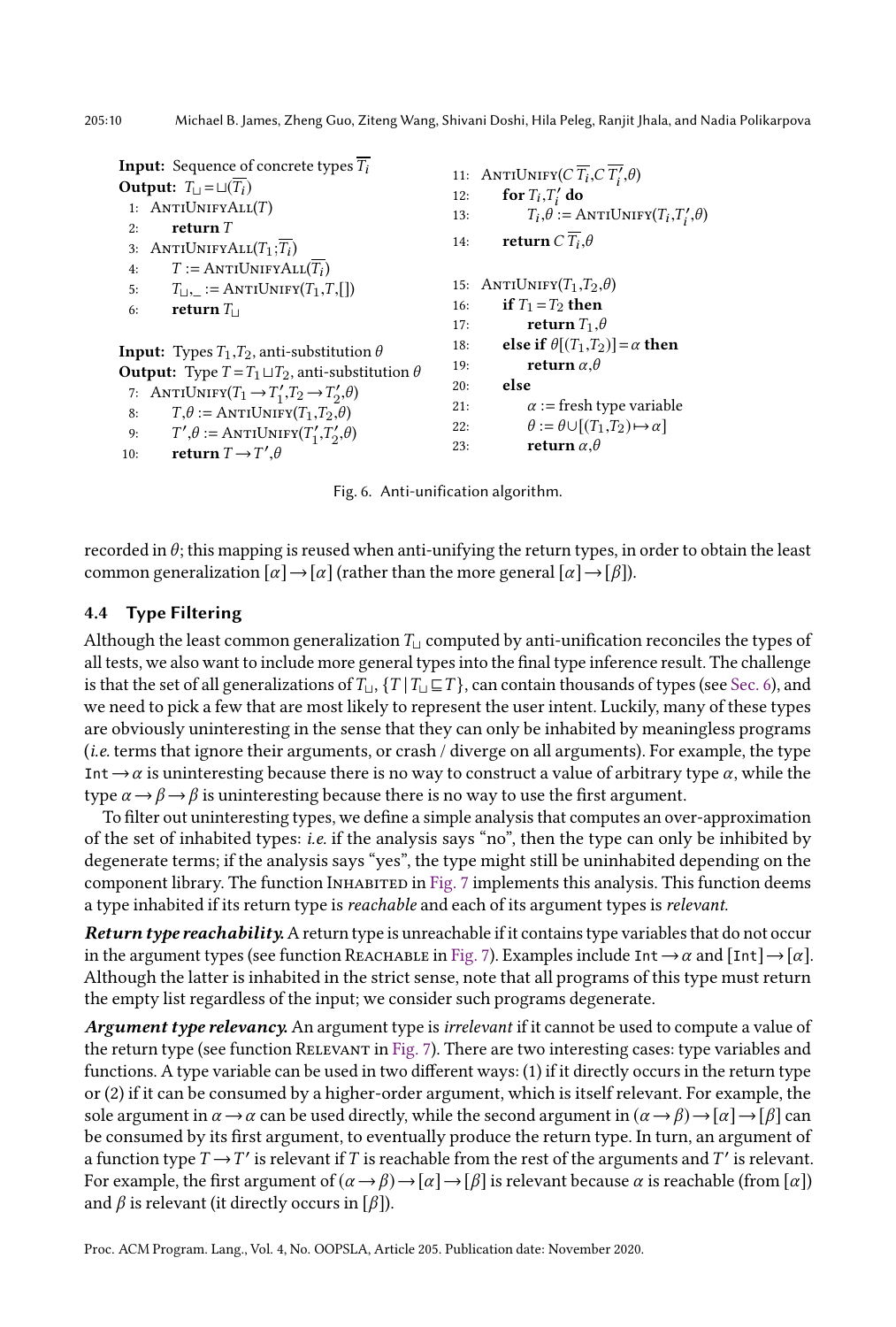**Input:** Sequence of concrete types $\overline{T_i}$
**Output:** $T_\sqcup = \sqcup(\overline{T_i})$

```
1:  AntiUnifyAll(T)
2:      return T
3:  AntiUnifyAll(T_1; T̄_i)
4:      T := AntiUnifyAll(T̄_i)
5:      T_⊔, _ := AntiUnify(T_1, T, [])
6:      return T_⊔
```

**Input:** Types $T_1,T_2$, anti-substitution $\theta$
**Output:** Type $T = T_1 \sqcup T_2$, anti-substitution $\theta$

```
7:  AntiUnify(T_1 → T'_1, T_2 → T'_2, θ)
8:      T, θ := AntiUnify(T_1, T_2, θ)
9:      T', θ := AntiUnify(T'_1, T'_2, θ)
10:     return T → T', θ
11: AntiUnify(C T̄_i, C T̄'_i, θ)
12:     for T_i, T'_i do
13:         T_i, θ := AntiUnify(T_i, T'_i, θ)
14:     return C T̄_i, θ

15: AntiUnify(T_1, T_2, θ)
16:     if T_1 = T_2 then
17:         return T_1, θ
18:     else if θ[(T_1, T_2)] = α then
19:         return α, θ
20:     else
21:         α := fresh type variable
22:         θ := θ ∪ [(T_1, T_2) ↦ α]
23:         return α, θ
```

Fig. 6. Anti-unification algorithm.

recorded in $\theta$; this mapping is reused when anti-unifying the return types, in order to obtain the least common generalization $[\alpha] \to [\alpha]$ (rather than the more general $[\alpha] \to [\beta]$).

### 4.4 Type Filtering

Although the least common generalization $T_\sqcup$ computed by anti-unification reconciles the types of all tests, we also want to include more general types into the final type inference result. The challenge is that the set of all generalizations of $T_\sqcup$, $\{T \mid T_\sqcup \sqsubseteq T\}$, can contain thousands of types (see Sec. 6), and we need to pick a few that are most likely to represent the user intent. Luckily, many of these types are obviously uninteresting in the sense that they can only be inhabited by meaningless programs (*i.e.* terms that ignore their arguments, or crash / diverge on all arguments). For example, the type `Int` $\to \alpha$ is uninteresting because there is no way to construct a value of arbitrary type $\alpha$, while the type $\alpha \to \beta \to \beta$ is uninteresting because there is no way to use the first argument.

To filter out uninteresting types, we define a simple analysis that computes an over-approximation of the set of inhabited types: *i.e.* if the analysis says "no", then the type can only be inhibited by degenerate terms; if the analysis says "yes", the type might still be uninhabited depending on the component library. The function Inhabited in Fig. 7 implements this analysis. This function deems a type inhabited if its return type is *reachable* and each of its argument types is *relevant*.

***Return type reachability.*** A return type is unreachable if it contains type variables that do not occur in the argument types (see function Reachable in Fig. 7). Examples include `Int` $\to \alpha$ and `[Int]` $\to [\alpha]$. Although the latter is inhabited in the strict sense, note that all programs of this type must return the empty list regardless of the input; we consider such programs degenerate.

***Argument type relevancy.*** An argument type is *irrelevant* if it cannot be used to compute a value of the return type (see function Relevant in Fig. 7). There are two interesting cases: type variables and functions. A type variable can be used in two different ways: (1) if it directly occurs in the return type or (2) if it can be consumed by a higher-order argument, which is itself relevant. For example, the sole argument in $\alpha \to \alpha$ can be used directly, while the second argument in $(\alpha \to \beta) \to [\alpha] \to [\beta]$ can be consumed by its first argument, to eventually produce the return type. In turn, an argument of a function type $T \to T'$ is relevant if $T$ is reachable from the rest of the arguments and $T'$ is relevant. For example, the first argument of $(\alpha \to \beta) \to [\alpha] \to [\beta]$ is relevant because $\alpha$ is reachable (from $[\alpha]$) and $\beta$ is relevant (it directly occurs in $[\beta]$).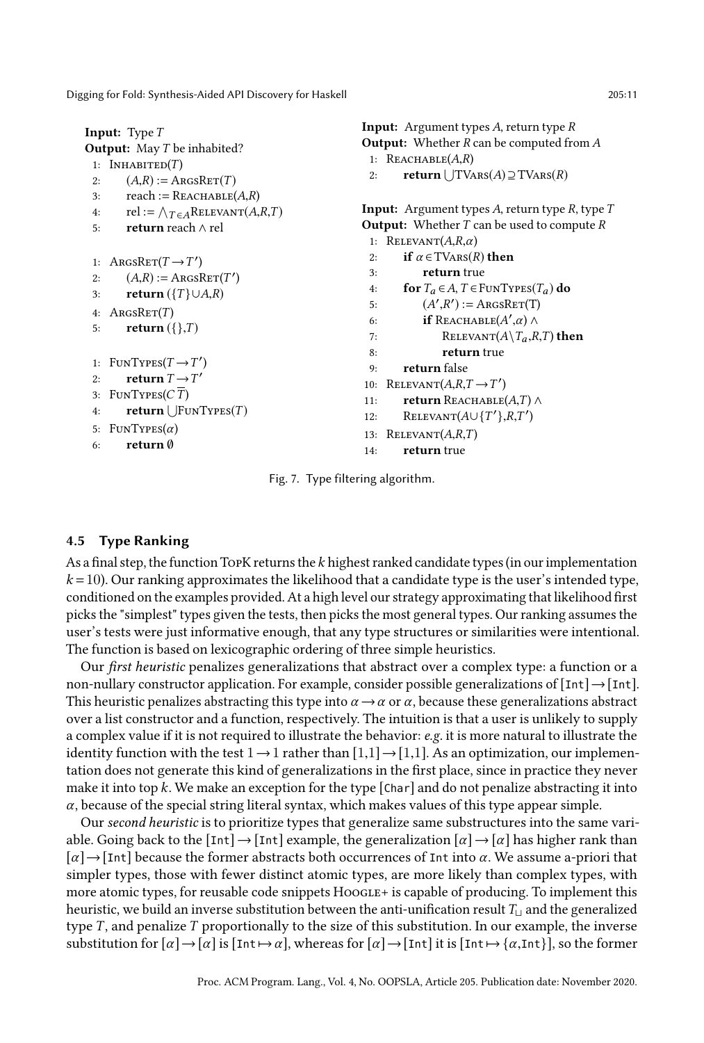**Input:** Type $T$
**Output:** May $T$ be inhabited?

```
1: INHABITED(T)
2:     (A,R) := ARGSRET(T)
3:     reach := REACHABLE(A,R)
4:     rel := ⋀_{T∈A} RELEVANT(A,R,T)
5:     return reach ∧ rel

1: ARGSRET(T → T')
2:     (A,R) := ARGSRET(T')
3:     return ({T} ∪ A, R)
4: ARGSRET(T)
5:     return ({}, T)

1: FUNTYPES(T → T')
2:     return T → T'
3: FUNTYPES(C T̄)
4:     return ⋃ FUNTYPES(T)
5: FUNTYPES(α)
6:     return ∅
```

**Input:** Argument types $A$, return type $R$
**Output:** Whether $R$ can be computed from $A$

```
1: REACHABLE(A,R)
2:     return ⋃ TVARS(A) ⊇ TVARS(R)
```

**Input:** Argument types $A$, return type $R$, type $T$
**Output:** Whether $T$ can be used to compute $R$

```
 1: RELEVANT(A,R,α)
 2:     if α ∈ TVARS(R) then
 3:         return true
 4:     for T_a ∈ A, T ∈ FUNTYPES(T_a) do
 5:         (A',R') := ARGSRET(T)
 6:         if REACHABLE(A',α) ∧
 7:             RELEVANT(A \ T_a, R, T) then
 8:             return true
 9:     return false
10: RELEVANT(A,R,T → T')
11:     return REACHABLE(A,T) ∧
12:     RELEVANT(A ∪ {T'}, R, T')
13: RELEVANT(A,R,T)
14:     return true
```

Fig. 7. Type filtering algorithm.

### 4.5 Type Ranking

As a final step, the function TopK returns the $k$ highest ranked candidate types (in our implementation $k = 10$). Our ranking approximates the likelihood that a candidate type is the user's intended type, conditioned on the examples provided. At a high level our strategy approximating that likelihood first picks the "simplest" types given the tests, then picks the most general types. Our ranking assumes the user's tests were just informative enough, that any type structures or similarities were intentional. The function is based on lexicographic ordering of three simple heuristics.

Our *first heuristic* penalizes generalizations that abstract over a complex type: a function or a non-nullary constructor application. For example, consider possible generalizations of `[Int]` $\rightarrow$ `[Int]`. This heuristic penalizes abstracting this type into $\alpha \rightarrow \alpha$ or $\alpha$, because these generalizations abstract over a list constructor and a function, respectively. The intuition is that a user is unlikely to supply a complex value if it is not required to illustrate the behavior: *e.g.* it is more natural to illustrate the identity function with the test $1 \rightarrow 1$ rather than $[1,1] \rightarrow [1,1]$. As an optimization, our implementation does not generate this kind of generalizations in the first place, since in practice they never make it into top $k$. We make an exception for the type `[Char]` and do not penalize abstracting it into $\alpha$, because of the special string literal syntax, which makes values of this type appear simple.

Our *second heuristic* is to prioritize types that generalize same substructures into the same variable. Going back to the `[Int]` $\rightarrow$ `[Int]` example, the generalization $[\alpha] \rightarrow [\alpha]$ has higher rank than $[\alpha] \rightarrow$ `[Int]` because the former abstracts both occurrences of `Int` into $\alpha$. We assume a-priori that simpler types, those with fewer distinct atomic types, are more likely than complex types, with more atomic types, for reusable code snippets Hoogle+ is capable of producing. To implement this heuristic, we build an inverse substitution between the anti-unification result $T_\sqcup$ and the generalized type $T$, and penalize $T$ proportionally to the size of this substitution. In our example, the inverse substitution for $[\alpha] \rightarrow [\alpha]$ is $[\texttt{Int} \mapsto \alpha]$, whereas for $[\alpha] \rightarrow$ `[Int]` it is $[\texttt{Int} \mapsto \{\alpha, \texttt{Int}\}]$, so the former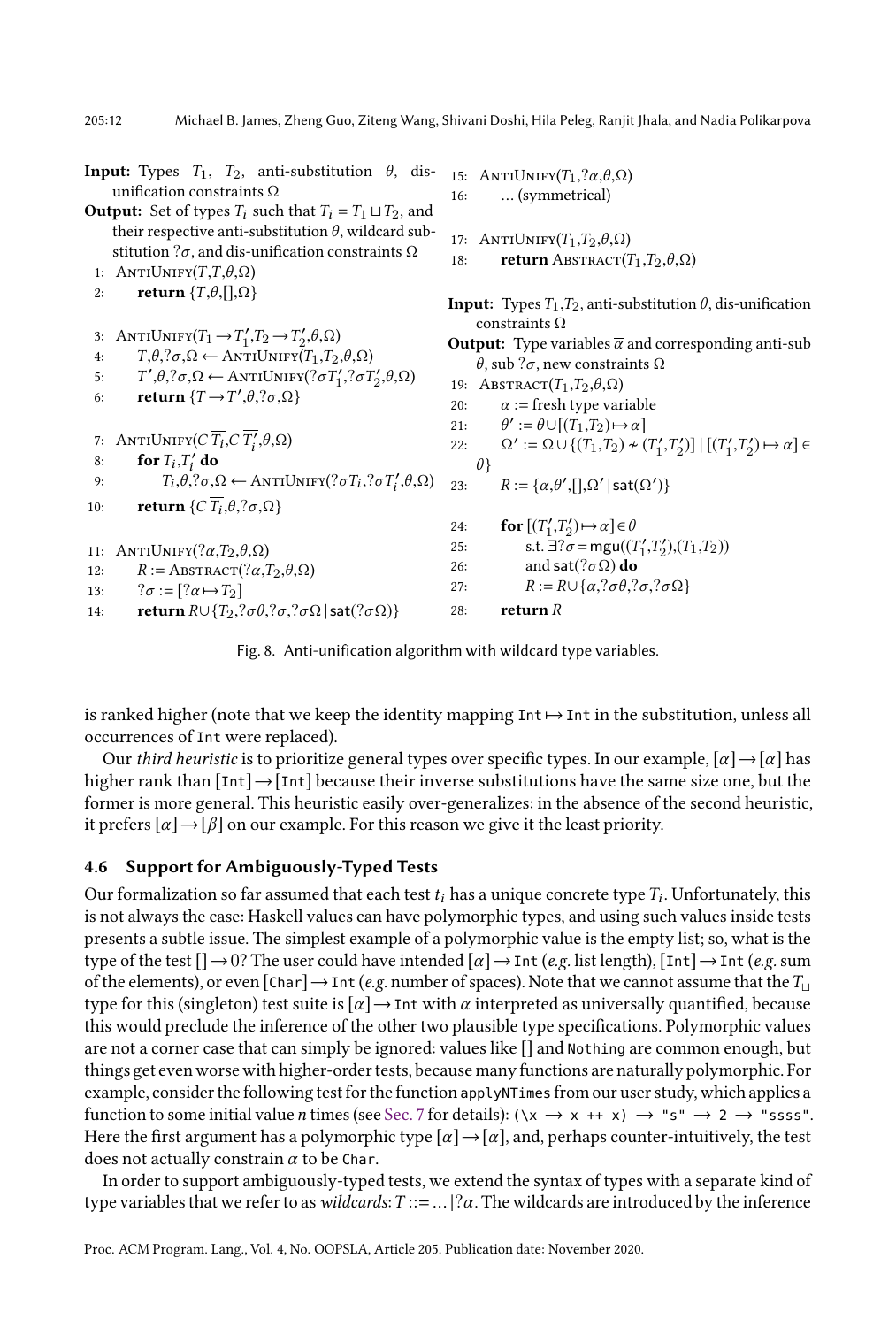**Input:** Types $T_1$, $T_2$, anti-substitution $\theta$, dis-unification constraints $\Omega$

**Output:** Set of types $\overline{T_i}$ such that $T_i = T_1 \sqcup T_2$, and their respective anti-substitution $\theta$, wildcard substitution $?\sigma$, and dis-unification constraints $\Omega$

```
1:  AntiUnify(T,T,θ,Ω)
2:      return {T,θ,[],Ω}

3:  AntiUnify(T1 → T1',T2 → T2',θ,Ω)
4:      T,θ,?σ,Ω ← AntiUnify(T1,T2,θ,Ω)
5:      T',θ,?σ,Ω ← AntiUnify(?σT1',?σT2',θ,Ω)
6:      return {T → T',θ,?σ,Ω}

7:  AntiUnify(C T̄i,C T̄i',θ,Ω)
8:      for Ti,Ti' do
9:          Ti,θ,?σ,Ω ← AntiUnify(?σTi,?σTi',θ,Ω)
10:     return {C T̄i,θ,?σ,Ω}

11: AntiUnify(?α,T2,θ,Ω)
12:     R := Abstract(?α,T2,θ,Ω)
13:     ?σ := [?α ↦ T2]
14:     return R ∪ {T2,?σθ,?σ,?σΩ | sat(?σΩ)}

15: AntiUnify(T1,?α,θ,Ω)
16:     ... (symmetrical)

17: AntiUnify(T1,T2,θ,Ω)
18:     return Abstract(T1,T2,θ,Ω)
```

**Input:** Types $T_1$,$T_2$, anti-substitution $\theta$, dis-unification constraints $\Omega$

**Output:** Type variables $\overline{\alpha}$ and corresponding anti-sub $\theta$, sub $?\sigma$, new constraints $\Omega$

```
19: Abstract(T1,T2,θ,Ω)
20:     α := fresh type variable
21:     θ' := θ ∪ [(T1,T2) ↦ α]
22:     Ω' := Ω ∪ {(T1,T2) ≁ (T1',T2')} | [(T1',T2') ↦ α] ∈ θ}
23:     R := {α,θ',[],Ω' | sat(Ω')}

24:     for [(T1',T2') ↦ α] ∈ θ
25:         s.t. ∃?σ = mgu((T1',T2'),(T1,T2))
26:         and sat(?σΩ) do
27:             R := R ∪ {α,?σθ,?σ,?σΩ}
28:     return R
```

Fig. 8. Anti-unification algorithm with wildcard type variables.

is ranked higher (note that we keep the identity mapping `Int` $\mapsto$ `Int` in the substitution, unless all occurrences of `Int` were replaced).

Our *third heuristic* is to prioritize general types over specific types. In our example, $[\alpha] \to [\alpha]$ has higher rank than `[Int]` $\to$ `[Int]` because their inverse substitutions have the same size one, but the former is more general. This heuristic easily over-generalizes: in the absence of the second heuristic, it prefers $[\alpha] \to [\beta]$ on our example. For this reason we give it the least priority.

### 4.6 Support for Ambiguously-Typed Tests

Our formalization so far assumed that each test $t_i$ has a unique concrete type $T_i$. Unfortunately, this is not always the case: Haskell values can have polymorphic types, and using such values inside tests presents a subtle issue. The simplest example of a polymorphic value is the empty list; so, what is the type of the test $[] \to 0$? The user could have intended $[\alpha] \to$ `Int` (*e.g.* list length), `[Int]` $\to$ `Int` (*e.g.* sum of the elements), or even `[Char]` $\to$ `Int` (*e.g.* number of spaces). Note that we cannot assume that the $T_\sqcup$ type for this (singleton) test suite is $[\alpha] \to$ `Int` with $\alpha$ interpreted as universally quantified, because this would preclude the inference of the other two plausible type specifications. Polymorphic values are not a corner case that can simply be ignored: values like [] and `Nothing` are common enough, but things get even worse with higher-order tests, because many functions are naturally polymorphic. For example, consider the following test for the function `applyNTimes` from our user study, which applies a function to some initial value *n* times (see Sec. 7 for details): `(\x → x ++ x) → "s" → 2 → "ssss"`. Here the first argument has a polymorphic type $[\alpha] \to [\alpha]$, and, perhaps counter-intuitively, the test does not actually constrain $\alpha$ to be `Char`.

In order to support ambiguously-typed tests, we extend the syntax of types with a separate kind of type variables that we refer to as *wildcards*: $T ::= \ldots \mid ?\alpha$. The wildcards are introduced by the inference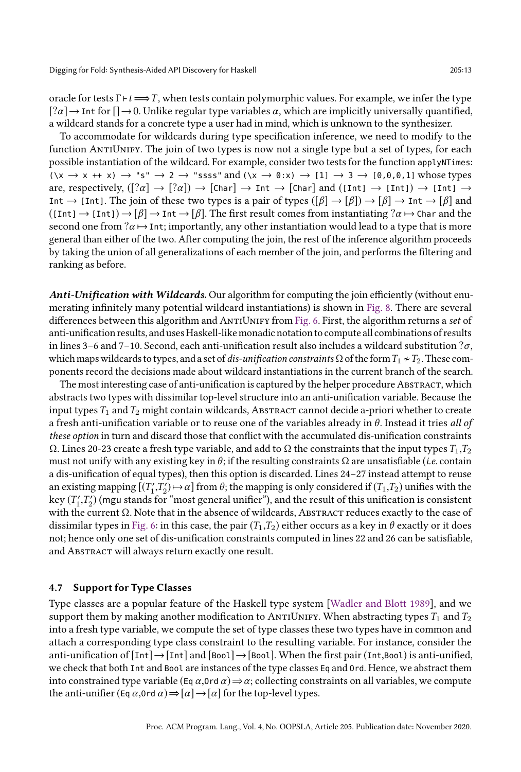oracle for tests $\Gamma \vdash t \Longrightarrow T$, when tests contain polymorphic values. For example, we infer the type $[?\alpha] \rightarrow$ `Int` for $[] \rightarrow 0$. Unlike regular type variables $\alpha$, which are implicitly universally quantified, a wildcard stands for a concrete type a user had in mind, which is unknown to the synthesizer.

To accommodate for wildcards during type specification inference, we need to modify to the function AntiUnify. The join of two types is now not a single type but a set of types, for each possible instantiation of the wildcard. For example, consider two tests for the function `applyNTimes`: `(\x → x ++ x) → "s" → 2 → "ssss"` and `(\x → 0:x) → [1] → 3 → [0,0,0,1]` whose types are, respectively, $([?\alpha] \rightarrow [?\alpha]) \rightarrow$ `[Char]` $\rightarrow$ `Int` $\rightarrow$ `[Char]` and `([Int] → [Int]) → [Int] → Int → [Int]`. The join of these two types is a pair of types $([\beta] \rightarrow [\beta]) \rightarrow [\beta] \rightarrow$ `Int` $\rightarrow [\beta]$ and `([Int] → [Int])` $\rightarrow [\beta] \rightarrow$ `Int` $\rightarrow [\beta]$. The first result comes from instantiating $?\alpha \mapsto$ `Char` and the second one from $?\alpha \mapsto$ `Int`; importantly, any other instantiation would lead to a type that is more general than either of the two. After computing the join, the rest of the inference algorithm proceeds by taking the union of all generalizations of each member of the join, and performs the filtering and ranking as before.

***Anti-Unification with Wildcards.*** Our algorithm for computing the join efficiently (without enumerating infinitely many potential wildcard instantiations) is shown in Fig. 8. There are several differences between this algorithm and AntiUnify from Fig. 6. First, the algorithm returns a *set* of anti-unification results, and uses Haskell-like monadic notation to compute all combinations of results in lines 3–6 and 7–10. Second, each anti-unification result also includes a wildcard substitution $?\sigma$, which maps wildcards to types, and a set of *dis-unification constraints* $\Omega$ of the form $T_1 \nsim T_2$. These components record the decisions made about wildcard instantiations in the current branch of the search.

The most interesting case of anti-unification is captured by the helper procedure Abstract, which abstracts two types with dissimilar top-level structure into an anti-unification variable. Because the input types $T_1$ and $T_2$ might contain wildcards, Abstract cannot decide a-priori whether to create a fresh anti-unification variable or to reuse one of the variables already in $\theta$. Instead it tries *all of these option* in turn and discard those that conflict with the accumulated dis-unification constraints $\Omega$. Lines 20-23 create a fresh type variable, and add to $\Omega$ the constraints that the input types $T_1$,$T_2$ must not unify with any existing key in $\theta$; if the resulting constraints $\Omega$ are unsatisfiable (*i.e.* contain a dis-unification of equal types), then this option is discarded. Lines 24–27 instead attempt to reuse an existing mapping $[(T_1',T_2') \mapsto \alpha]$ from $\theta$; the mapping is only considered if $(T_1,T_2)$ unifies with the key $(T_1',T_2')$ (mgu stands for "most general unifier"), and the result of this unification is consistent with the current $\Omega$. Note that in the absence of wildcards, Abstract reduces exactly to the case of dissimilar types in Fig. 6: in this case, the pair $(T_1,T_2)$ either occurs as a key in $\theta$ exactly or it does not; hence only one set of dis-unification constraints computed in lines 22 and 26 can be satisfiable, and Abstract will always return exactly one result.

### 4.7 Support for Type Classes

Type classes are a popular feature of the Haskell type system [Wadler and Blott 1989], and we support them by making another modification to AntiUnify. When abstracting types $T_1$ and $T_2$ into a fresh type variable, we compute the set of type classes these two types have in common and attach a corresponding type class constraint to the resulting variable. For instance, consider the anti-unification of `[Int]` $\rightarrow$ `[Int]` and `[Bool]` $\rightarrow$ `[Bool]`. When the first pair (`Int`,`Bool`) is anti-unified, we check that both `Int` and `Bool` are instances of the type classes `Eq` and `Ord`. Hence, we abstract them into constrained type variable (`Eq` $\alpha$,`Ord` $\alpha$) $\Rightarrow \alpha$; collecting constraints on all variables, we compute the anti-unifier (`Eq` $\alpha$,`Ord` $\alpha$) $\Rightarrow [\alpha] \rightarrow [\alpha]$ for the top-level types.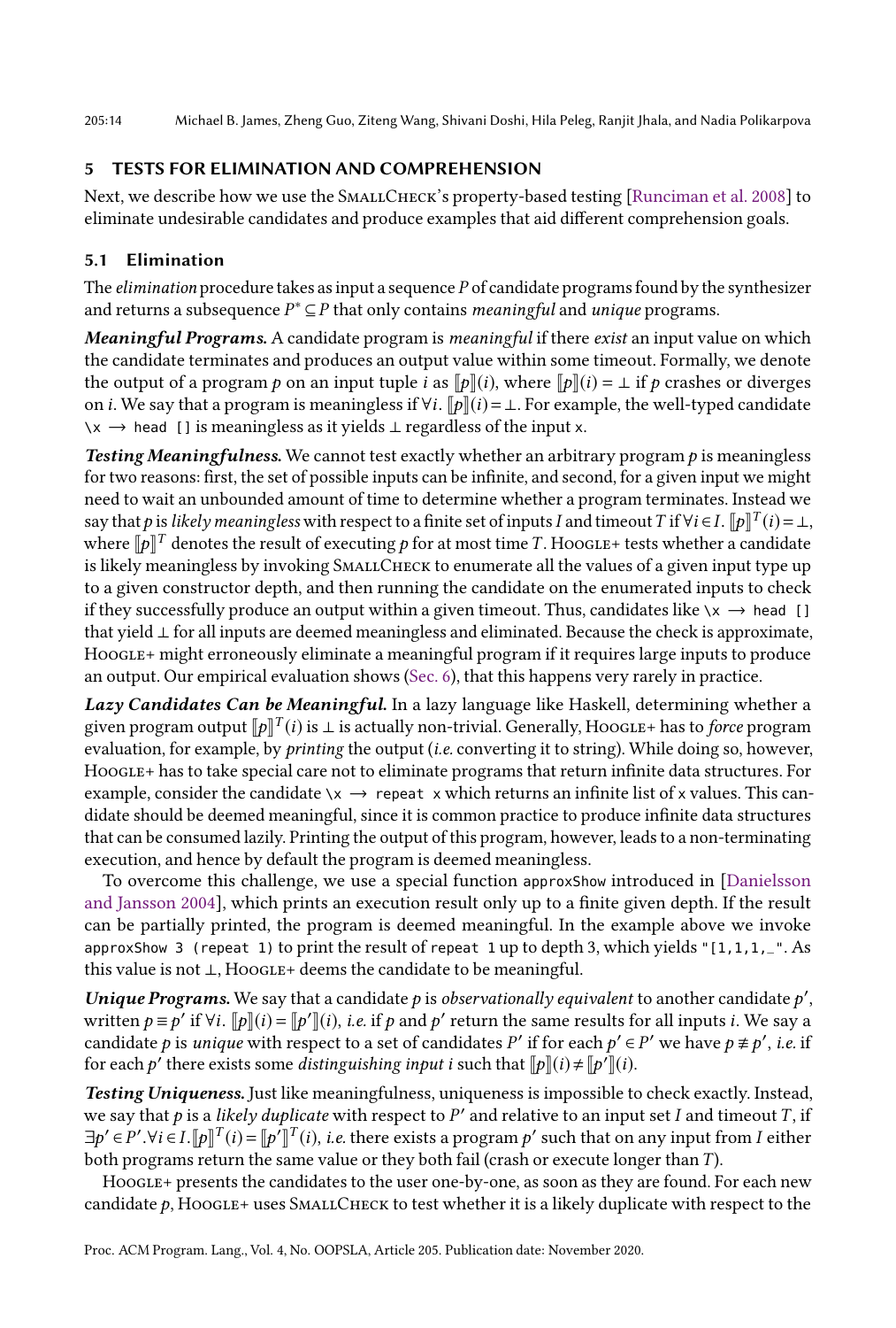## 5 TESTS FOR ELIMINATION AND COMPREHENSION

Next, we describe how we use the SmallCheck's property-based testing [Runciman et al. 2008] to eliminate undesirable candidates and produce examples that aid different comprehension goals.

### 5.1 Elimination

The *elimination* procedure takes as input a sequence $P$ of candidate programs found by the synthesizer and returns a subsequence $P^* \subseteq P$ that only contains *meaningful* and *unique* programs.

***Meaningful Programs.*** A candidate program is *meaningful* if there *exist* an input value on which the candidate terminates and produces an output value within some timeout. Formally, we denote the output of a program $p$ on an input tuple $i$ as $[\![p]\!](i)$, where $[\![p]\!](i) = \bot$ if $p$ crashes or diverges on $i$. We say that a program is meaningless if $\forall i.\ [\![p]\!](i) = \bot$. For example, the well-typed candidate `\x → head []` is meaningless as it yields $\bot$ regardless of the input `x`.

***Testing Meaningfulness.*** We cannot test exactly whether an arbitrary program $p$ is meaningless for two reasons: first, the set of possible inputs can be infinite, and second, for a given input we might need to wait an unbounded amount of time to determine whether a program terminates. Instead we say that $p$ is *likely meaningless* with respect to a finite set of inputs $I$ and timeout $T$ if $\forall i \in I.\ [\![p]\!]^T(i) = \bot$, where $[\![p]\!]^T$ denotes the result of executing $p$ for at most time $T$. Hoogle+ tests whether a candidate is likely meaningless by invoking SmallCheck to enumerate all the values of a given input type up to a given constructor depth, and then running the candidate on the enumerated inputs to check if they successfully produce an output within a given timeout. Thus, candidates like `\x → head []` that yield $\bot$ for all inputs are deemed meaningless and eliminated. Because the check is approximate, Hoogle+ might erroneously eliminate a meaningful program if it requires large inputs to produce an output. Our empirical evaluation shows (Sec. 6), that this happens very rarely in practice.

***Lazy Candidates Can be Meaningful.*** In a lazy language like Haskell, determining whether a given program output $[\![p]\!]^T(i)$ is $\bot$ is actually non-trivial. Generally, Hoogle+ has to *force* program evaluation, for example, by *printing* the output (*i.e.* converting it to string). While doing so, however, Hoogle+ has to take special care not to eliminate programs that return infinite data structures. For example, consider the candidate `\x → repeat x` which returns an infinite list of `x` values. This candidate should be deemed meaningful, since it is common practice to produce infinite data structures that can be consumed lazily. Printing the output of this program, however, leads to a non-terminating execution, and hence by default the program is deemed meaningless.

To overcome this challenge, we use a special function `approxShow` introduced in [Danielsson and Jansson 2004], which prints an execution result only up to a finite given depth. If the result can be partially printed, the program is deemed meaningful. In the example above we invoke `approxShow 3 (repeat 1)` to print the result of `repeat 1` up to depth 3, which yields `"[1,1,1,_"`. As this value is not $\bot$, Hoogle+ deems the candidate to be meaningful.

***Unique Programs.*** We say that a candidate $p$ is *observationally equivalent* to another candidate $p'$, written $p \equiv p'$ if $\forall i.\ [\![p]\!](i) = [\![p']\!](i)$, *i.e.* if $p$ and $p'$ return the same results for all inputs $i$. We say a candidate $p$ is *unique* with respect to a set of candidates $P'$ if for each $p' \in P'$ we have $p \not\equiv p'$, *i.e.* if for each $p'$ there exists some *distinguishing input* $i$ such that $[\![p]\!](i) \neq [\![p']\!](i)$.

***Testing Uniqueness.*** Just like meaningfulness, uniqueness is impossible to check exactly. Instead, we say that $p$ is a *likely duplicate* with respect to $P'$ and relative to an input set $I$ and timeout $T$, if $\exists p' \in P'. \forall i \in I. [\![p]\!]^T(i) = [\![p']\!]^T(i)$, *i.e.* there exists a program $p'$ such that on any input from $I$ either both programs return the same value or they both fail (crash or execute longer than $T$).

Hoogle+ presents the candidates to the user one-by-one, as soon as they are found. For each new candidate $p$, Hoogle+ uses SmallCheck to test whether it is a likely duplicate with respect to the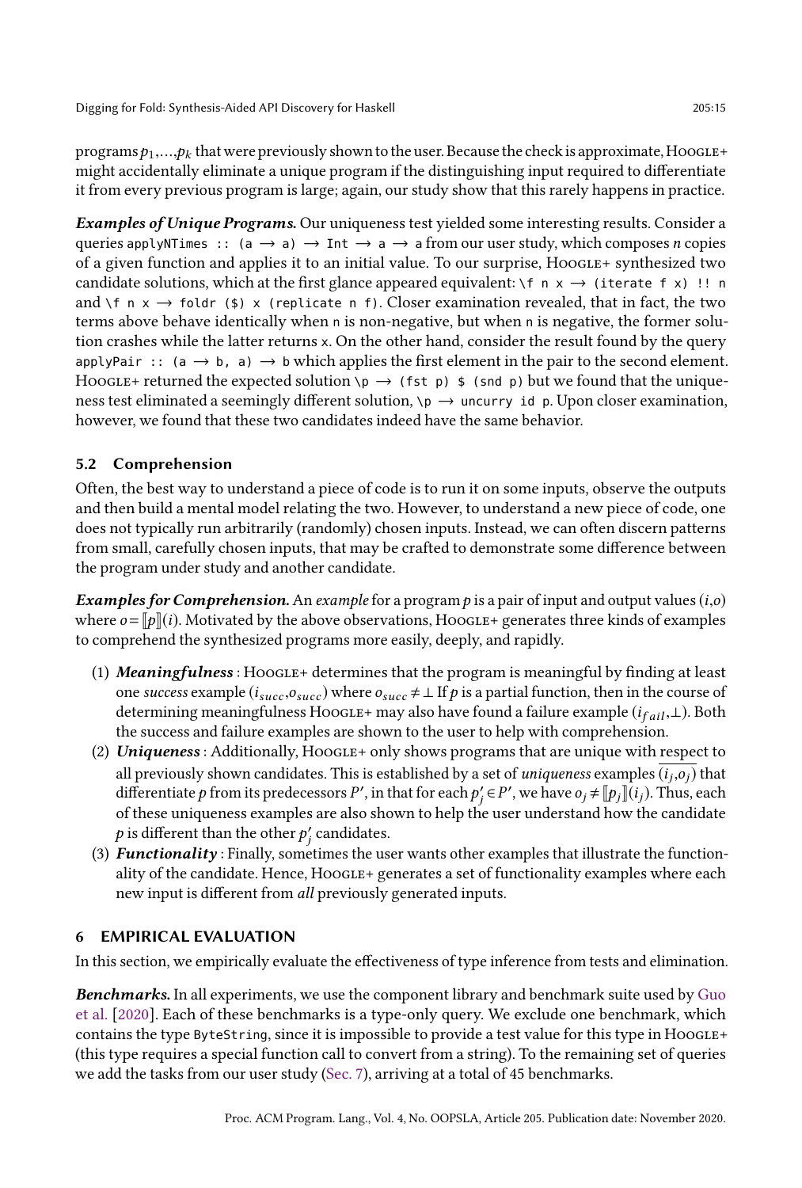programs $p_1,...,p_k$ that were previously shown to the user. Because the check is approximate, Hoogle+ might accidentally eliminate a unique program if the distinguishing input required to differentiate it from every previous program is large; again, our study show that this rarely happens in practice.

***Examples of Unique Programs.*** Our uniqueness test yielded some interesting results. Consider a queries `applyNTimes :: (a → a) → Int → a → a` from our user study, which composes *n* copies of a given function and applies it to an initial value. To our surprise, Hoogle+ synthesized two candidate solutions, which at the first glance appeared equivalent: `\f n x → (iterate f x) !! n` and `\f n x → foldr ($) x (replicate n f)`. Closer examination revealed, that in fact, the two terms above behave identically when `n` is non-negative, but when `n` is negative, the former solution crashes while the latter returns `x`. On the other hand, consider the result found by the query `applyPair :: (a → b, a) → b` which applies the first element in the pair to the second element. Hoogle+ returned the expected solution `\p → (fst p) $ (snd p)` but we found that the uniqueness test eliminated a seemingly different solution, `\p → uncurry id p`. Upon closer examination, however, we found that these two candidates indeed have the same behavior.

## 5.2 Comprehension

Often, the best way to understand a piece of code is to run it on some inputs, observe the outputs and then build a mental model relating the two. However, to understand a new piece of code, one does not typically run arbitrarily (randomly) chosen inputs. Instead, we can often discern patterns from small, carefully chosen inputs, that may be crafted to demonstrate some difference between the program under study and another candidate.

***Examples for Comprehension.*** An *example* for a program $p$ is a pair of input and output values $(i,o)$ where $o = [\![p]\!](i)$. Motivated by the above observations, Hoogle+ generates three kinds of examples to comprehend the synthesized programs more easily, deeply, and rapidly.

1. ***Meaningfulness*** : Hoogle+ determines that the program is meaningful by finding at least one *success* example $(i_{succ}, o_{succ})$ where $o_{succ} \neq \bot$ If $p$ is a partial function, then in the course of determining meaningfulness Hoogle+ may also have found a failure example $(i_{fail}, \bot)$. Both the success and failure examples are shown to the user to help with comprehension.
2. ***Uniqueness*** : Additionally, Hoogle+ only shows programs that are unique with respect to all previously shown candidates. This is established by a set of *uniqueness* examples $\overline{(i_j, o_j)}$ that differentiate $p$ from its predecessors $P'$, in that for each $p'_j \in P'$, we have $o_j \neq [\![p_j]\!](i_j)$. Thus, each of these uniqueness examples are also shown to help the user understand how the candidate $p$ is different than the other $p'_j$ candidates.
3. ***Functionality*** : Finally, sometimes the user wants other examples that illustrate the functionality of the candidate. Hence, Hoogle+ generates a set of functionality examples where each new input is different from *all* previously generated inputs.

# 6 EMPIRICAL EVALUATION

In this section, we empirically evaluate the effectiveness of type inference from tests and elimination.

***Benchmarks.*** In all experiments, we use the component library and benchmark suite used by Guo et al. [2020]. Each of these benchmarks is a type-only query. We exclude one benchmark, which contains the type `ByteString`, since it is impossible to provide a test value for this type in Hoogle+ (this type requires a special function call to convert from a string). To the remaining set of queries we add the tasks from our user study (Sec. 7), arriving at a total of 45 benchmarks.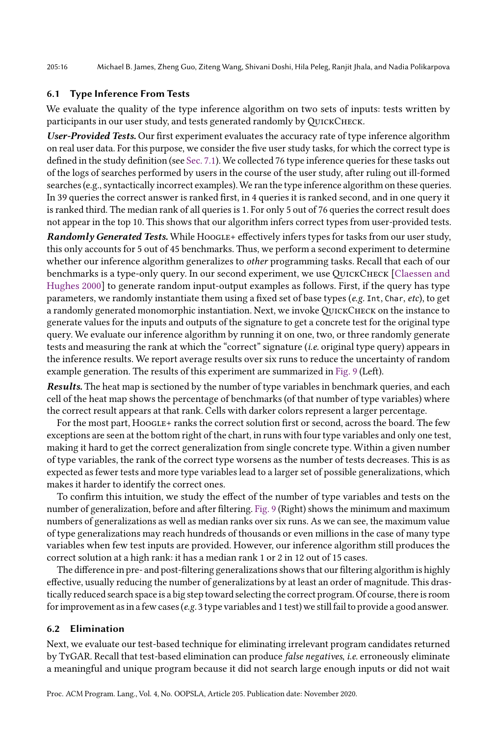### 6.1 Type Inference From Tests

We evaluate the quality of the type inference algorithm on two sets of inputs: tests written by participants in our user study, and tests generated randomly by QuickCheck.

***User-Provided Tests.*** Our first experiment evaluates the accuracy rate of type inference algorithm on real user data. For this purpose, we consider the five user study tasks, for which the correct type is defined in the study definition (see Sec. 7.1). We collected 76 type inference queries for these tasks out of the logs of searches performed by users in the course of the user study, after ruling out ill-formed searches (e.g., syntactically incorrect examples). We ran the type inference algorithm on these queries. In 39 queries the correct answer is ranked first, in 4 queries it is ranked second, and in one query it is ranked third. The median rank of all queries is 1. For only 5 out of 76 queries the correct result does not appear in the top 10. This shows that our algorithm infers correct types from user-provided tests.

***Randomly Generated Tests.*** While Hoogle+ effectively infers types for tasks from our user study, this only accounts for 5 out of 45 benchmarks. Thus, we perform a second experiment to determine whether our inference algorithm generalizes to *other* programming tasks. Recall that each of our benchmarks is a type-only query. In our second experiment, we use QuickCheck [Claessen and Hughes 2000] to generate random input-output examples as follows. First, if the query has type parameters, we randomly instantiate them using a fixed set of base types (*e.g.* `Int`, `Char`, *etc*), to get a randomly generated monomorphic instantiation. Next, we invoke QuickCheck on the instance to generate values for the inputs and outputs of the signature to get a concrete test for the original type query. We evaluate our inference algorithm by running it on one, two, or three randomly generate tests and measuring the rank at which the "correct" signature (*i.e.* original type query) appears in the inference results. We report average results over six runs to reduce the uncertainty of random example generation. The results of this experiment are summarized in Fig. 9 (Left).

***Results.*** The heat map is sectioned by the number of type variables in benchmark queries, and each cell of the heat map shows the percentage of benchmarks (of that number of type variables) where the correct result appears at that rank. Cells with darker colors represent a larger percentage.

For the most part, Hoogle+ ranks the correct solution first or second, across the board. The few exceptions are seen at the bottom right of the chart, in runs with four type variables and only one test, making it hard to get the correct generalization from single concrete type. Within a given number of type variables, the rank of the correct type worsens as the number of tests decreases. This is as expected as fewer tests and more type variables lead to a larger set of possible generalizations, which makes it harder to identify the correct ones.

To confirm this intuition, we study the effect of the number of type variables and tests on the number of generalization, before and after filtering. Fig. 9 (Right) shows the minimum and maximum numbers of generalizations as well as median ranks over six runs. As we can see, the maximum value of type generalizations may reach hundreds of thousands or even millions in the case of many type variables when few test inputs are provided. However, our inference algorithm still produces the correct solution at a high rank: it has a median rank 1 or 2 in 12 out of 15 cases.

The difference in pre- and post-filtering generalizations shows that our filtering algorithm is highly effective, usually reducing the number of generalizations by at least an order of magnitude. This drastically reduced search space is a big step toward selecting the correct program. Of course, there is room for improvement as in a few cases (*e.g.* 3 type variables and 1 test) we still fail to provide a good answer.

### 6.2 Elimination

Next, we evaluate our test-based technique for eliminating irrelevant program candidates returned by TyGAR. Recall that test-based elimination can produce *false negatives*, *i.e.* erroneously eliminate a meaningful and unique program because it did not search large enough inputs or did not wait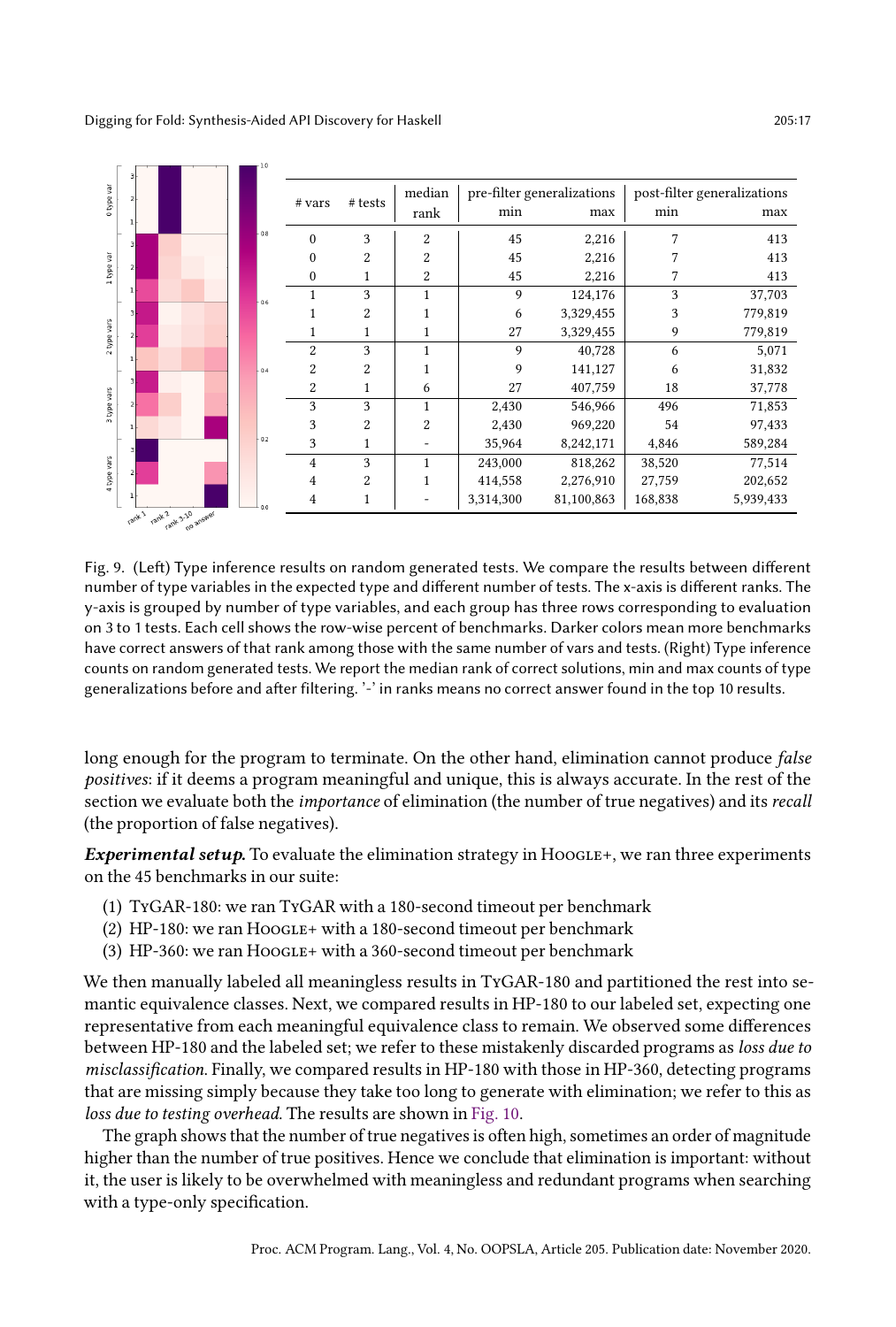| # vars | # tests | median rank | pre-filter generalizations | | post-filter generalizations | |
|---|---|---|---|---|---|---|
| | | | min | max | min | max |
| 0 | 3 | 2 | 45 | 2,216 | 7 | 413 |
| 0 | 2 | 2 | 45 | 2,216 | 7 | 413 |
| 0 | 1 | 2 | 45 | 2,216 | 7 | 413 |
| 1 | 3 | 1 | 9 | 124,176 | 3 | 37,703 |
| 1 | 2 | 1 | 6 | 3,329,455 | 3 | 779,819 |
| 1 | 1 | 1 | 27 | 3,329,455 | 9 | 779,819 |
| 2 | 3 | 1 | 9 | 40,728 | 6 | 5,071 |
| 2 | 2 | 1 | 9 | 141,127 | 6 | 31,832 |
| 2 | 1 | 6 | 27 | 407,759 | 18 | 37,778 |
| 3 | 3 | 1 | 2,430 | 546,966 | 496 | 71,853 |
| 3 | 2 | 2 | 2,430 | 969,220 | 54 | 97,433 |
| 3 | 1 | - | 35,964 | 8,242,171 | 4,846 | 589,284 |
| 4 | 3 | 1 | 243,000 | 818,262 | 38,520 | 77,514 |
| 4 | 2 | 1 | 414,558 | 2,276,910 | 27,759 | 202,652 |
| 4 | 1 | - | 3,314,300 | 81,100,863 | 168,838 | 5,939,433 |

Fig. 9. (Left) Type inference results on random generated tests. We compare the results between different number of type variables in the expected type and different number of tests. The x-axis is different ranks. The y-axis is grouped by number of type variables, and each group has three rows corresponding to evaluation on 3 to 1 tests. Each cell shows the row-wise percent of benchmarks. Darker colors mean more benchmarks have correct answers of that rank among those with the same number of vars and tests. (Right) Type inference counts on random generated tests. We report the median rank of correct solutions, min and max counts of type generalizations before and after filtering. '-' in ranks means no correct answer found in the top 10 results.

long enough for the program to terminate. On the other hand, elimination cannot produce *false positives*: if it deems a program meaningful and unique, this is always accurate. In the rest of the section we evaluate both the *importance* of elimination (the number of true negatives) and its *recall* (the proportion of false negatives).

***Experimental setup.*** To evaluate the elimination strategy in Hoogle+, we ran three experiments on the 45 benchmarks in our suite:

(1) TyGAR-180: we ran TyGAR with a 180-second timeout per benchmark
(2) HP-180: we ran Hoogle+ with a 180-second timeout per benchmark
(3) HP-360: we ran Hoogle+ with a 360-second timeout per benchmark

We then manually labeled all meaningless results in TyGAR-180 and partitioned the rest into semantic equivalence classes. Next, we compared results in HP-180 to our labeled set, expecting one representative from each meaningful equivalence class to remain. We observed some differences between HP-180 and the labeled set; we refer to these mistakenly discarded programs as *loss due to misclassification*. Finally, we compared results in HP-180 with those in HP-360, detecting programs that are missing simply because they take too long to generate with elimination; we refer to this as *loss due to testing overhead*. The results are shown in Fig. 10.

The graph shows that the number of true negatives is often high, sometimes an order of magnitude higher than the number of true positives. Hence we conclude that elimination is important: without it, the user is likely to be overwhelmed with meaningless and redundant programs when searching with a type-only specification.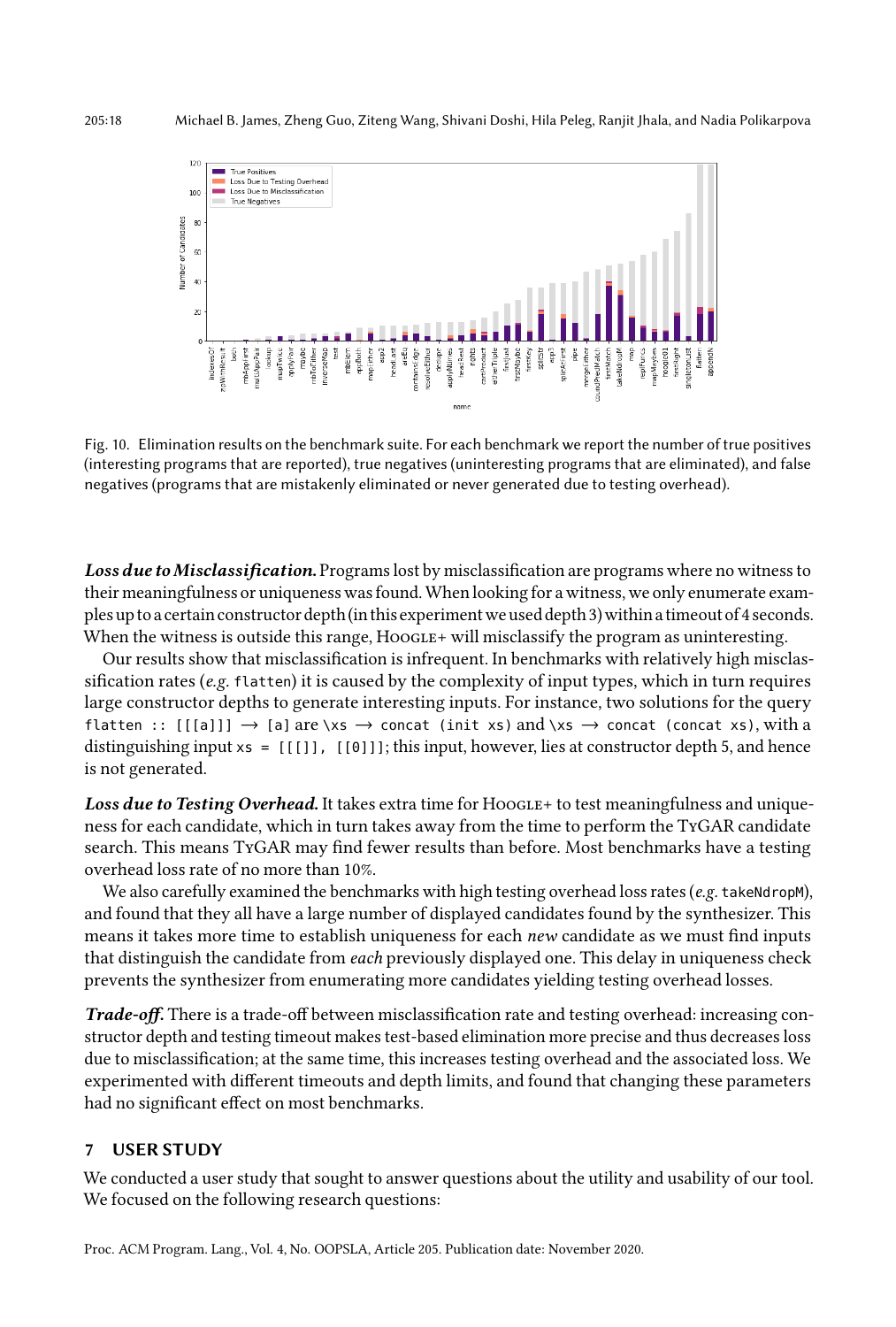Fig. 10. Elimination results on the benchmark suite. For each benchmark we report the number of true positives (interesting programs that are reported), true negatives (uninteresting programs that are eliminated), and false negatives (programs that are mistakenly eliminated or never generated due to testing overhead).

***Loss due to Misclassification.*** Programs lost by misclassification are programs where no witness to their meaningfulness or uniqueness was found. When looking for a witness, we only enumerate examples up to a certain constructor depth (in this experiment we used depth 3) within a timeout of 4 seconds. When the witness is outside this range, Hoogle+ will misclassify the program as uninteresting.

Our results show that misclassification is infrequent. In benchmarks with relatively high misclassification rates (*e.g.* `flatten`) it is caused by the complexity of input types, which in turn requires large constructor depths to generate interesting inputs. For instance, two solutions for the query `flatten :: [[[a]]] → [a]` are `\xs → concat (init xs)` and `\xs → concat (concat xs)`, with a distinguishing input `xs = [[[]], [[0]]]`; this input, however, lies at constructor depth 5, and hence is not generated.

***Loss due to Testing Overhead.*** It takes extra time for Hoogle+ to test meaningfulness and uniqueness for each candidate, which in turn takes away from the time to perform the TyGAR candidate search. This means TyGAR may find fewer results than before. Most benchmarks have a testing overhead loss rate of no more than 10%.

We also carefully examined the benchmarks with high testing overhead loss rates (*e.g.* `takeNdropM`), and found that they all have a large number of displayed candidates found by the synthesizer. This means it takes more time to establish uniqueness for each *new* candidate as we must find inputs that distinguish the candidate from *each* previously displayed one. This delay in uniqueness check prevents the synthesizer from enumerating more candidates yielding testing overhead losses.

***Trade-off.*** There is a trade-off between misclassification rate and testing overhead: increasing constructor depth and testing timeout makes test-based elimination more precise and thus decreases loss due to misclassification; at the same time, this increases testing overhead and the associated loss. We experimented with different timeouts and depth limits, and found that changing these parameters had no significant effect on most benchmarks.

## 7 USER STUDY

We conducted a user study that sought to answer questions about the utility and usability of our tool. We focused on the following research questions: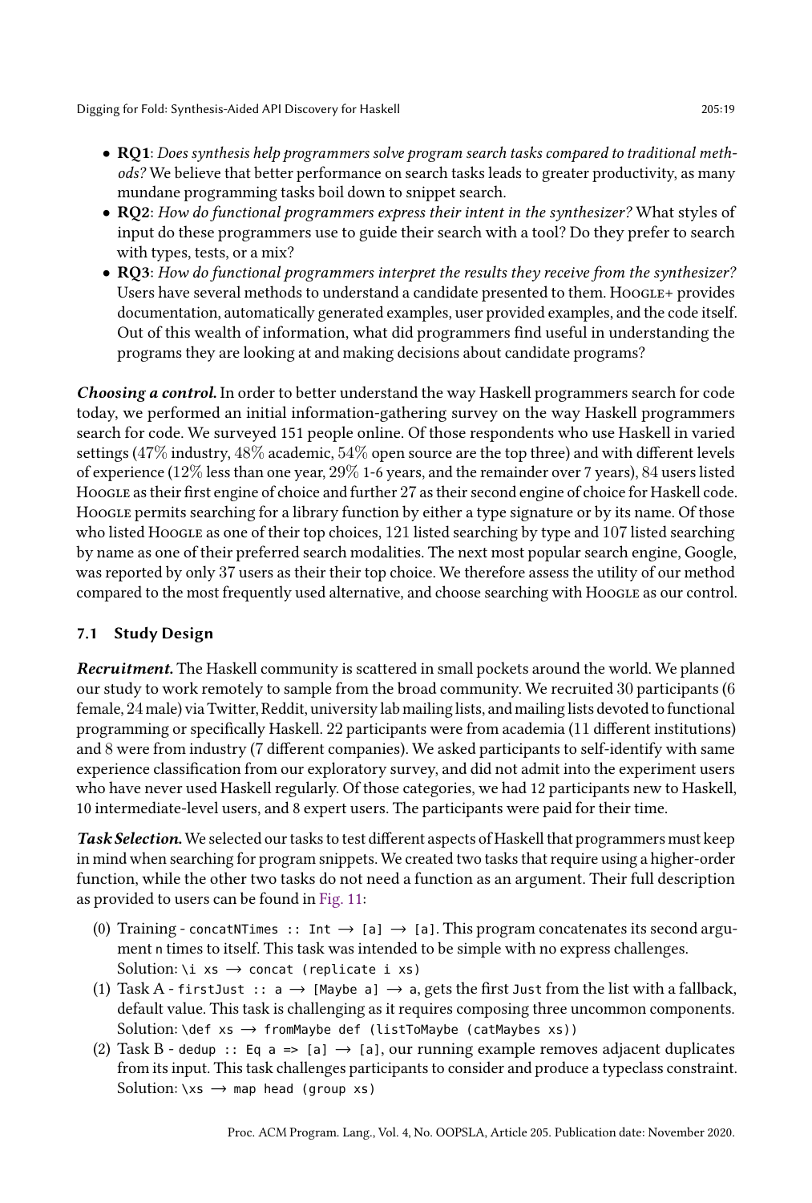- **RQ1**: *Does synthesis help programmers solve program search tasks compared to traditional methods?* We believe that better performance on search tasks leads to greater productivity, as many mundane programming tasks boil down to snippet search.
- **RQ2**: *How do functional programmers express their intent in the synthesizer?* What styles of input do these programmers use to guide their search with a tool? Do they prefer to search with types, tests, or a mix?
- **RQ3**: *How do functional programmers interpret the results they receive from the synthesizer?* Users have several methods to understand a candidate presented to them. Hoogle+ provides documentation, automatically generated examples, user provided examples, and the code itself. Out of this wealth of information, what did programmers find useful in understanding the programs they are looking at and making decisions about candidate programs?

***Choosing a control.*** In order to better understand the way Haskell programmers search for code today, we performed an initial information-gathering survey on the way Haskell programmers search for code. We surveyed 151 people online. Of those respondents who use Haskell in varied settings (47% industry, 48% academic, 54% open source are the top three) and with different levels of experience (12% less than one year, 29% 1-6 years, and the remainder over 7 years), 84 users listed Hoogle as their first engine of choice and further 27 as their second engine of choice for Haskell code. Hoogle permits searching for a library function by either a type signature or by its name. Of those who listed Hoogle as one of their top choices, 121 listed searching by type and 107 listed searching by name as one of their preferred search modalities. The next most popular search engine, Google, was reported by only 37 users as their their top choice. We therefore assess the utility of our method compared to the most frequently used alternative, and choose searching with Hoogle as our control.

### 7.1 Study Design

***Recruitment.*** The Haskell community is scattered in small pockets around the world. We planned our study to work remotely to sample from the broad community. We recruited 30 participants (6 female, 24 male) via Twitter, Reddit, university lab mailing lists, and mailing lists devoted to functional programming or specifically Haskell. 22 participants were from academia (11 different institutions) and 8 were from industry (7 different companies). We asked participants to self-identify with same experience classification from our exploratory survey, and did not admit into the experiment users who have never used Haskell regularly. Of those categories, we had 12 participants new to Haskell, 10 intermediate-level users, and 8 expert users. The participants were paid for their time.

***Task Selection.*** We selected our tasks to test different aspects of Haskell that programmers must keep in mind when searching for program snippets. We created two tasks that require using a higher-order function, while the other two tasks do not need a function as an argument. Their full description as provided to users can be found in Fig. 11:

(0) Training - `concatNTimes :: Int → [a] → [a]`. This program concatenates its second argument `n` times to itself. This task was intended to be simple with no express challenges.
Solution: `\i xs → concat (replicate i xs)`

(1) Task A - `firstJust :: a → [Maybe a] → a`, gets the first `Just` from the list with a fallback, default value. This task is challenging as it requires composing three uncommon components.
Solution: `\def xs → fromMaybe def (listToMaybe (catMaybes xs))`

(2) Task B - `dedup :: Eq a => [a] → [a]`, our running example removes adjacent duplicates from its input. This task challenges participants to consider and produce a typeclass constraint.
Solution: `\xs → map head (group xs)`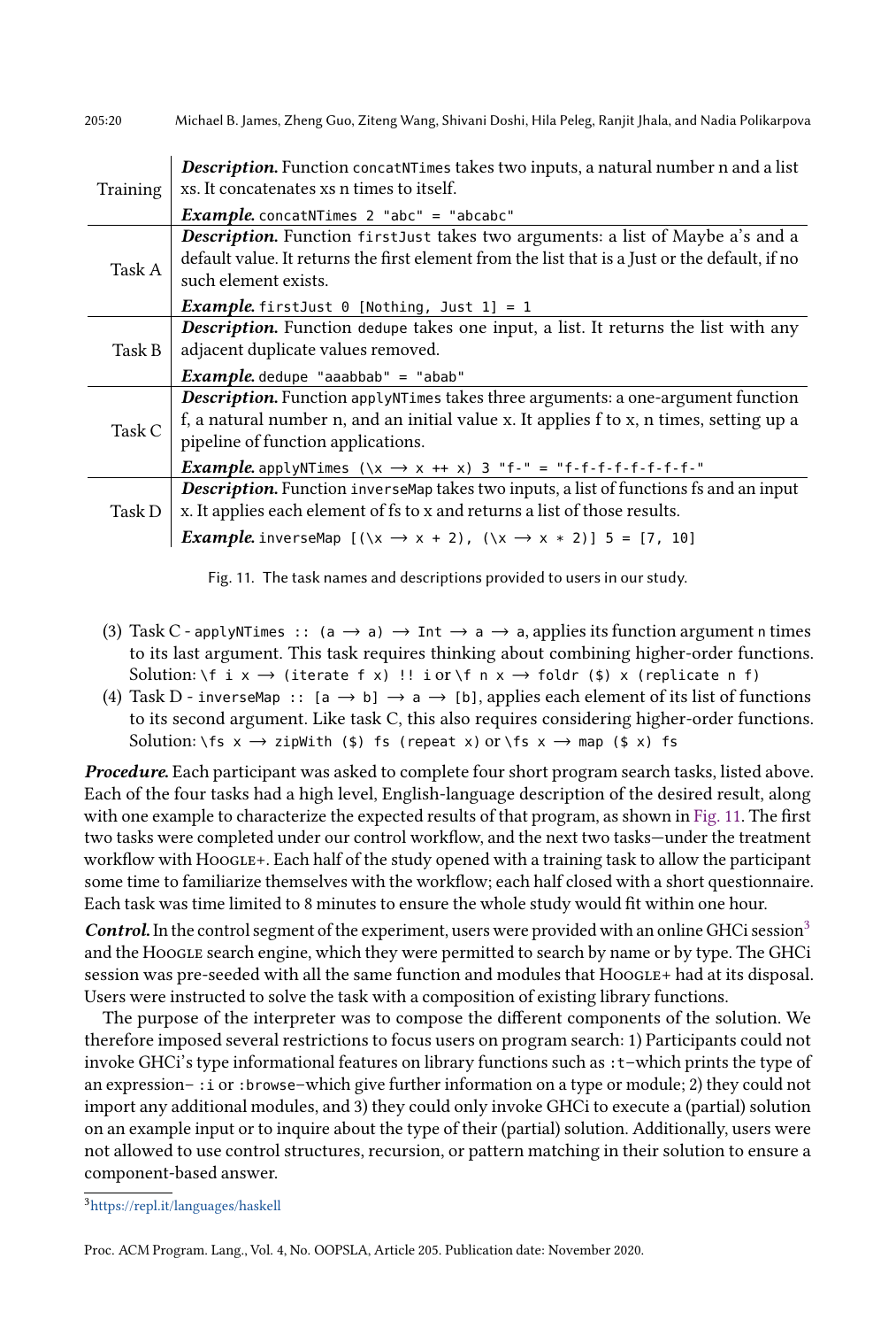| | |
|---|---|
| Training | ***Description.*** Function `concatNTimes` takes two inputs, a natural number n and a list xs. It concatenates xs n times to itself. ***Example.*** `concatNTimes 2 "abc" = "abcabc"` |
| Task A | ***Description.*** Function `firstJust` takes two arguments: a list of Maybe a's and a default value. It returns the first element from the list that is a Just or the default, if no such element exists. ***Example.*** `firstJust 0 [Nothing, Just 1] = 1` |
| Task B | ***Description.*** Function `dedupe` takes one input, a list. It returns the list with any adjacent duplicate values removed. ***Example.*** `dedupe "aaabbab" = "abab"` |
| Task C | ***Description.*** Function `applyNTimes` takes three arguments: a one-argument function f, a natural number n, and an initial value x. It applies f to x, n times, setting up a pipeline of function applications. ***Example.*** `applyNTimes (\x → x ++ x) 3 "f-" = "f-f-f-f-f-f-f-f-"` |
| Task D | ***Description.*** Function `inverseMap` takes two inputs, a list of functions fs and an input x. It applies each element of fs to x and returns a list of those results. ***Example.*** `inverseMap [(\x → x + 2), (\x → x * 2)] 5 = [7, 10]` |

Fig. 11. The task names and descriptions provided to users in our study.

(3) Task C - `applyNTimes :: (a → a) → Int → a → a`, applies its function argument `n` times to its last argument. This task requires thinking about combining higher-order functions. Solution: `\f i x → (iterate f x) !! i` or `\f n x → foldr ($) x (replicate n f)`
(4) Task D - `inverseMap :: [a → b] → a → [b]`, applies each element of its list of functions to its second argument. Like task C, this also requires considering higher-order functions. Solution: `\fs x → zipWith ($) fs (repeat x)` or `\fs x → map ($ x) fs`

***Procedure.*** Each participant was asked to complete four short program search tasks, listed above. Each of the four tasks had a high level, English-language description of the desired result, along with one example to characterize the expected results of that program, as shown in Fig. 11. The first two tasks were completed under our control workflow, and the next two tasks—under the treatment workflow with Hoogle+. Each half of the study opened with a training task to allow the participant some time to familiarize themselves with the workflow; each half closed with a short questionnaire. Each task was time limited to 8 minutes to ensure the whole study would fit within one hour.

***Control.*** In the control segment of the experiment, users were provided with an online GHCi session[3] and the Hoogle search engine, which they were permitted to search by name or by type. The GHCi session was pre-seeded with all the same function and modules that Hoogle+ had at its disposal. Users were instructed to solve the task with a composition of existing library functions.

The purpose of the interpreter was to compose the different components of the solution. We therefore imposed several restrictions to focus users on program search: 1) Participants could not invoke GHCi's type informational features on library functions such as `:t`–which prints the type of an expression– `:i` or `:browse`–which give further information on a type or module; 2) they could not import any additional modules, and 3) they could only invoke GHCi to execute a (partial) solution on an example input or to inquire about the type of their (partial) solution. Additionally, users were not allowed to use control structures, recursion, or pattern matching in their solution to ensure a component-based answer.

[3] https://repl.it/languages/haskell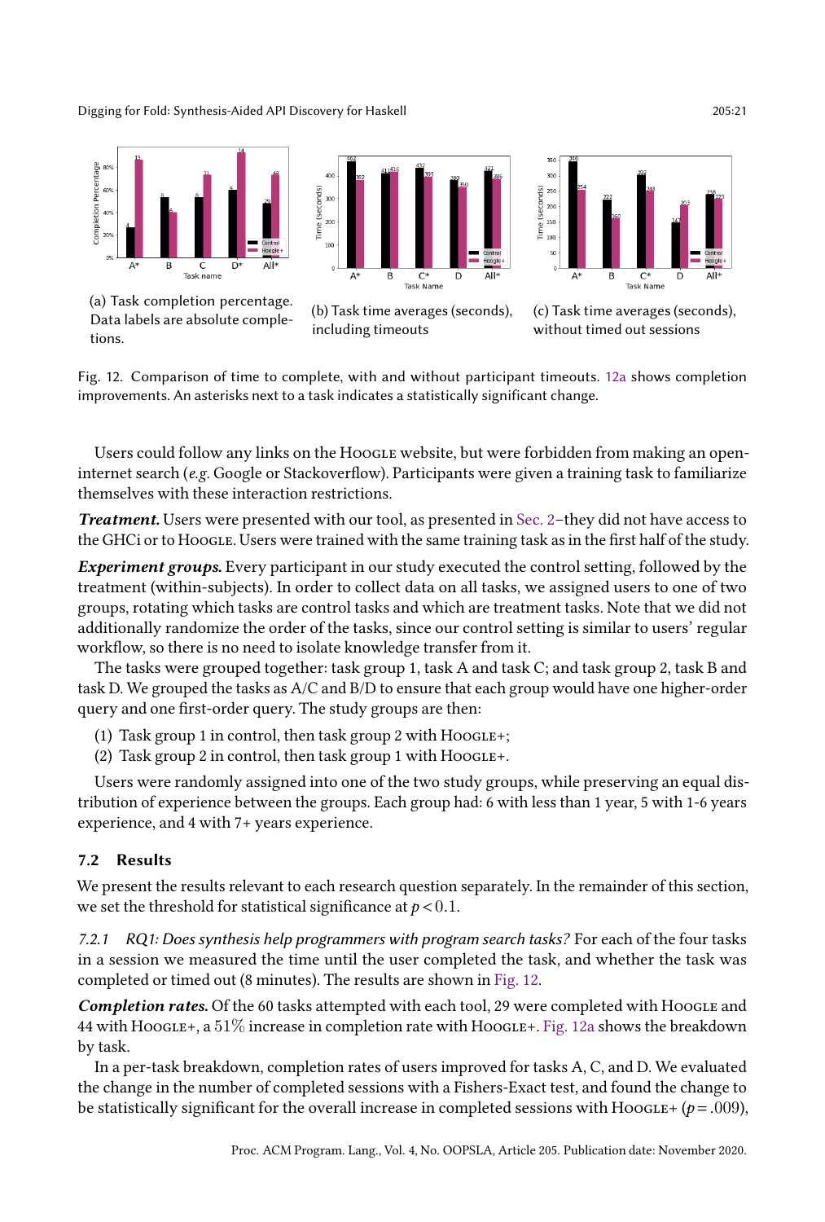(a) Task completion percentage. Data labels are absolute completions.

(b) Task time averages (seconds), including timeouts

(c) Task time averages (seconds), without timed out sessions

Fig. 12. Comparison of time to complete, with and without participant timeouts. 12a shows completion improvements. An asterisks next to a task indicates a statistically significant change.

Users could follow any links on the Hoogle website, but were forbidden from making an open-internet search (*e.g.* Google or Stackoverflow). Participants were given a training task to familiarize themselves with these interaction restrictions.

***Treatment.*** Users were presented with our tool, as presented in Sec. 2–they did not have access to the GHCi or to Hoogle. Users were trained with the same training task as in the first half of the study.

***Experiment groups.*** Every participant in our study executed the control setting, followed by the treatment (within-subjects). In order to collect data on all tasks, we assigned users to one of two groups, rotating which tasks are control tasks and which are treatment tasks. Note that we did not additionally randomize the order of the tasks, since our control setting is similar to users' regular workflow, so there is no need to isolate knowledge transfer from it.

The tasks were grouped together: task group 1, task A and task C; and task group 2, task B and task D. We grouped the tasks as A/C and B/D to ensure that each group would have one higher-order query and one first-order query. The study groups are then:

(1) Task group 1 in control, then task group 2 with Hoogle+;
(2) Task group 2 in control, then task group 1 with Hoogle+.

Users were randomly assigned into one of the two study groups, while preserving an equal distribution of experience between the groups. Each group had: 6 with less than 1 year, 5 with 1-6 years experience, and 4 with 7+ years experience.

### 7.2 Results

We present the results relevant to each research question separately. In the remainder of this section, we set the threshold for statistical significance at $p < 0.1$.

*7.2.1 RQ1: Does synthesis help programmers with program search tasks?* For each of the four tasks in a session we measured the time until the user completed the task, and whether the task was completed or timed out (8 minutes). The results are shown in Fig. 12.

***Completion rates.*** Of the 60 tasks attempted with each tool, 29 were completed with Hoogle and 44 with Hoogle+, a $51\%$ increase in completion rate with Hoogle+. Fig. 12a shows the breakdown by task.

In a per-task breakdown, completion rates of users improved for tasks A, C, and D. We evaluated the change in the number of completed sessions with a Fishers-Exact test, and found the change to be statistically significant for the overall increase in completed sessions with Hoogle+ ($p = .009$),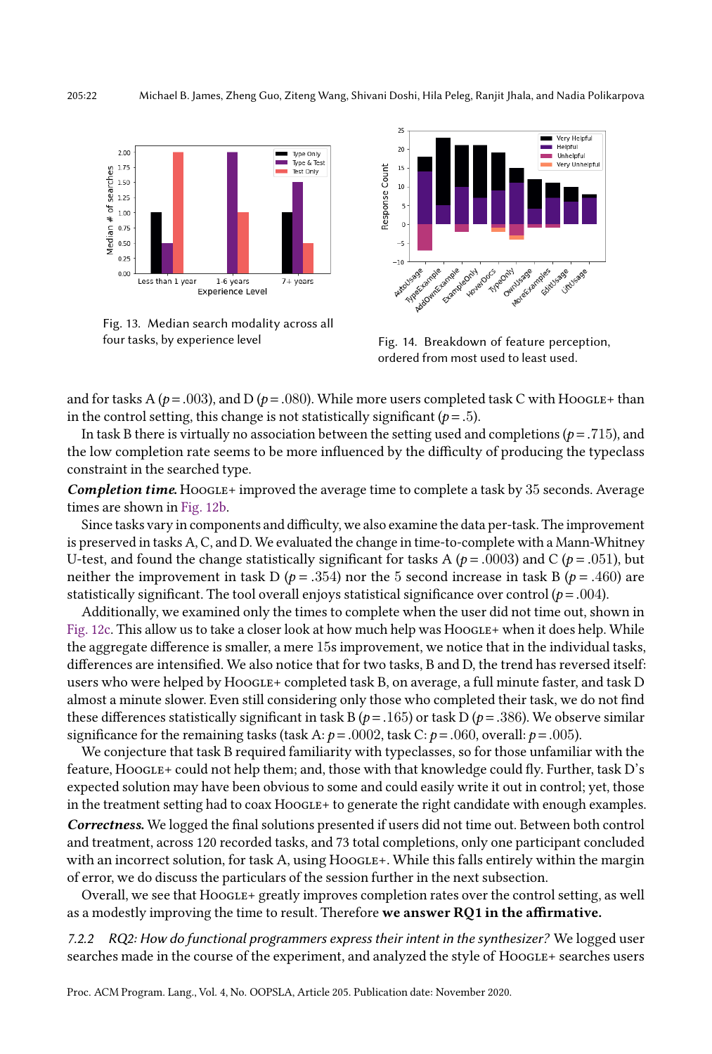Fig. 13. Median search modality across all four tasks, by experience level

Fig. 14. Breakdown of feature perception, ordered from most used to least used.

and for tasks A ($p = .003$), and D ($p = .080$). While more users completed task C with Hoogle+ than in the control setting, this change is not statistically significant ($p = .5$).

In task B there is virtually no association between the setting used and completions ($p = .715$), and the low completion rate seems to be more influenced by the difficulty of producing the typeclass constraint in the searched type.

***Completion time.*** Hoogle+ improved the average time to complete a task by 35 seconds. Average times are shown in Fig. 12b.

Since tasks vary in components and difficulty, we also examine the data per-task. The improvement is preserved in tasks A, C, and D. We evaluated the change in time-to-complete with a Mann-Whitney U-test, and found the change statistically significant for tasks A ($p = .0003$) and C ($p = .051$), but neither the improvement in task D ($p = .354$) nor the 5 second increase in task B ($p = .460$) are statistically significant. The tool overall enjoys statistical significance over control ($p = .004$).

Additionally, we examined only the times to complete when the user did not time out, shown in Fig. 12c. This allow us to take a closer look at how much help was Hoogle+ when it does help. While the aggregate difference is smaller, a mere 15s improvement, we notice that in the individual tasks, differences are intensified. We also notice that for two tasks, B and D, the trend has reversed itself: users who were helped by Hoogle+ completed task B, on average, a full minute faster, and task D almost a minute slower. Even still considering only those who completed their task, we do not find these differences statistically significant in task B ($p = .165$) or task D ($p = .386$). We observe similar significance for the remaining tasks (task A: $p = .0002$, task C: $p = .060$, overall: $p = .005$).

We conjecture that task B required familiarity with typeclasses, so for those unfamiliar with the feature, Hoogle+ could not help them; and, those with that knowledge could fly. Further, task D's expected solution may have been obvious to some and could easily write it out in control; yet, those in the treatment setting had to coax Hoogle+ to generate the right candidate with enough examples.

***Correctness.*** We logged the final solutions presented if users did not time out. Between both control and treatment, across 120 recorded tasks, and 73 total completions, only one participant concluded with an incorrect solution, for task A, using Hoogle+. While this falls entirely within the margin of error, we do discuss the particulars of the session further in the next subsection.

Overall, we see that Hoogle+ greatly improves completion rates over the control setting, as well as a modestly improving the time to result. Therefore **we answer RQ1 in the affirmative.**

*7.2.2 RQ2: How do functional programmers express their intent in the synthesizer?* We logged user searches made in the course of the experiment, and analyzed the style of Hoogle+ searches users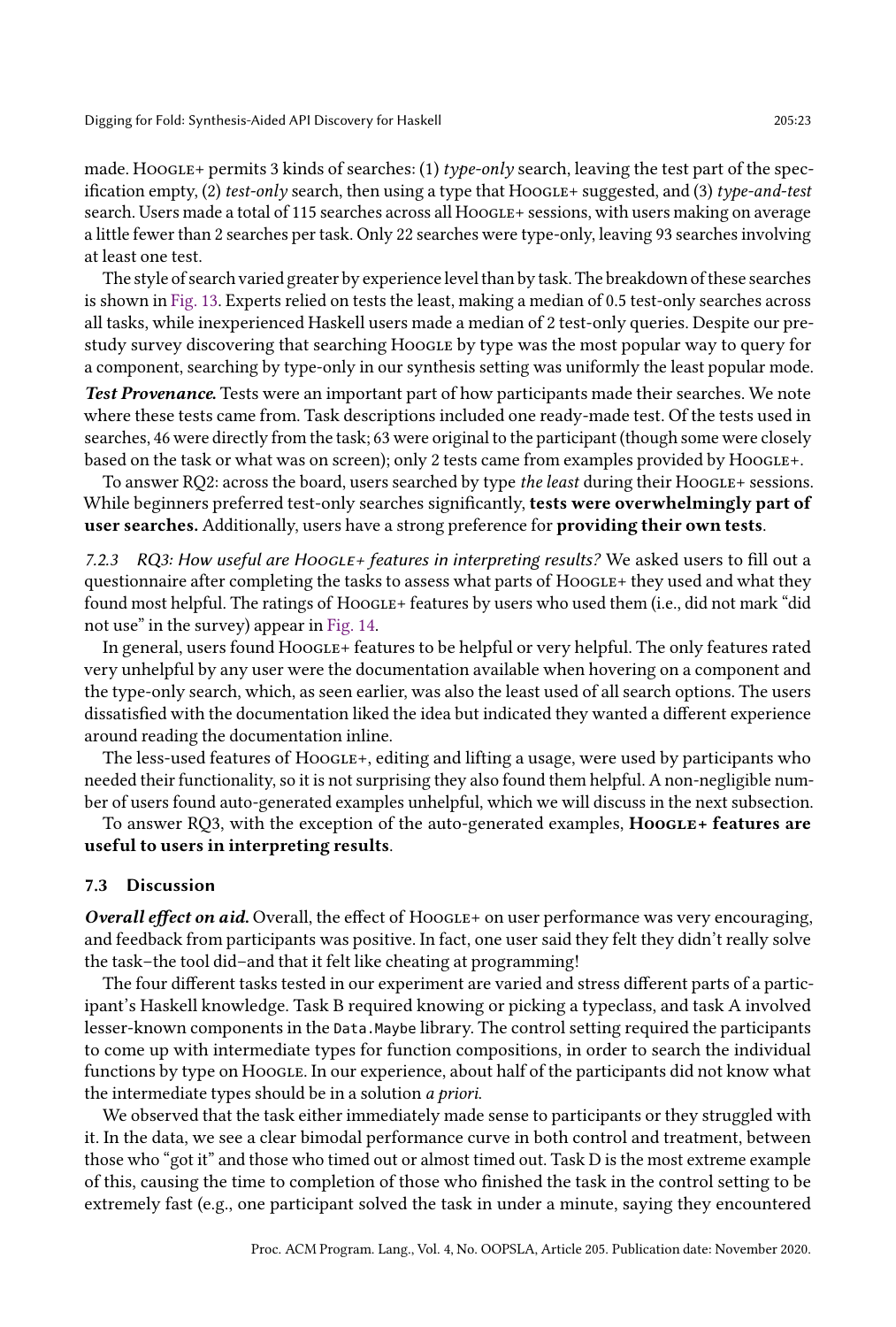made. Hoogle+ permits 3 kinds of searches: (1) *type-only* search, leaving the test part of the specification empty, (2) *test-only* search, then using a type that Hoogle+ suggested, and (3) *type-and-test* search. Users made a total of 115 searches across all Hoogle+ sessions, with users making on average a little fewer than 2 searches per task. Only 22 searches were type-only, leaving 93 searches involving at least one test.

The style of search varied greater by experience level than by task. The breakdown of these searches is shown in Fig. 13. Experts relied on tests the least, making a median of 0.5 test-only searches across all tasks, while inexperienced Haskell users made a median of 2 test-only queries. Despite our pre-study survey discovering that searching Hoogle by type was the most popular way to query for a component, searching by type-only in our synthesis setting was uniformly the least popular mode.

***Test Provenance.*** Tests were an important part of how participants made their searches. We note where these tests came from. Task descriptions included one ready-made test. Of the tests used in searches, 46 were directly from the task; 63 were original to the participant (though some were closely based on the task or what was on screen); only 2 tests came from examples provided by Hoogle+.

To answer RQ2: across the board, users searched by type *the least* during their Hoogle+ sessions. While beginners preferred test-only searches significantly, **tests were overwhelmingly part of user searches.** Additionally, users have a strong preference for **providing their own tests**.

#### 7.2.3 *RQ3: How useful are Hoogle+ features in interpreting results?*

We asked users to fill out a questionnaire after completing the tasks to assess what parts of Hoogle+ they used and what they found most helpful. The ratings of Hoogle+ features by users who used them (i.e., did not mark "did not use" in the survey) appear in Fig. 14.

In general, users found Hoogle+ features to be helpful or very helpful. The only features rated very unhelpful by any user were the documentation available when hovering on a component and the type-only search, which, as seen earlier, was also the least used of all search options. The users dissatisfied with the documentation liked the idea but indicated they wanted a different experience around reading the documentation inline.

The less-used features of Hoogle+, editing and lifting a usage, were used by participants who needed their functionality, so it is not surprising they also found them helpful. A non-negligible number of users found auto-generated examples unhelpful, which we will discuss in the next subsection.

To answer RQ3, with the exception of the auto-generated examples, **Hoogle+ features are useful to users in interpreting results**.

### 7.3 Discussion

***Overall effect on aid.*** Overall, the effect of Hoogle+ on user performance was very encouraging, and feedback from participants was positive. In fact, one user said they felt they didn't really solve the task–the tool did–and that it felt like cheating at programming!

The four different tasks tested in our experiment are varied and stress different parts of a participant's Haskell knowledge. Task B required knowing or picking a typeclass, and task A involved lesser-known components in the `Data.Maybe` library. The control setting required the participants to come up with intermediate types for function compositions, in order to search the individual functions by type on Hoogle. In our experience, about half of the participants did not know what the intermediate types should be in a solution *a priori*.

We observed that the task either immediately made sense to participants or they struggled with it. In the data, we see a clear bimodal performance curve in both control and treatment, between those who "got it" and those who timed out or almost timed out. Task D is the most extreme example of this, causing the time to completion of those who finished the task in the control setting to be extremely fast (e.g., one participant solved the task in under a minute, saying they encountered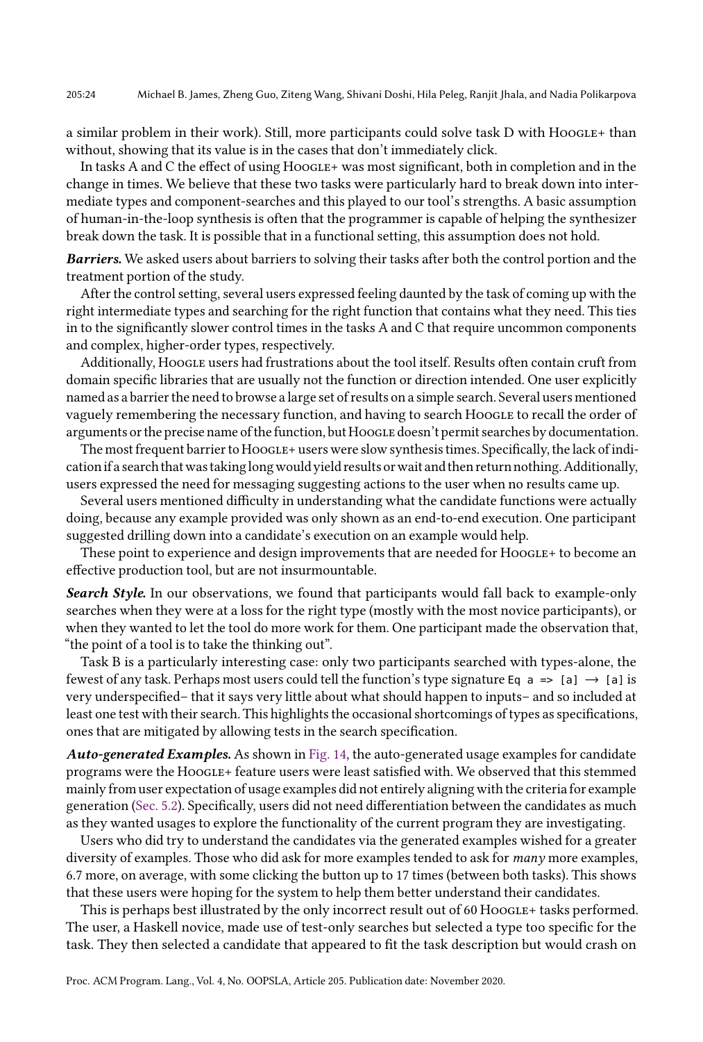a similar problem in their work). Still, more participants could solve task D with Hoogle+ than without, showing that its value is in the cases that don't immediately click.

In tasks A and C the effect of using Hoogle+ was most significant, both in completion and in the change in times. We believe that these two tasks were particularly hard to break down into intermediate types and component-searches and this played to our tool's strengths. A basic assumption of human-in-the-loop synthesis is often that the programmer is capable of helping the synthesizer break down the task. It is possible that in a functional setting, this assumption does not hold.

***Barriers.*** We asked users about barriers to solving their tasks after both the control portion and the treatment portion of the study.

After the control setting, several users expressed feeling daunted by the task of coming up with the right intermediate types and searching for the right function that contains what they need. This ties in to the significantly slower control times in the tasks A and C that require uncommon components and complex, higher-order types, respectively.

Additionally, Hoogle users had frustrations about the tool itself. Results often contain cruft from domain specific libraries that are usually not the function or direction intended. One user explicitly named as a barrier the need to browse a large set of results on a simple search. Several users mentioned vaguely remembering the necessary function, and having to search Hoogle to recall the order of arguments or the precise name of the function, but Hoogle doesn't permit searches by documentation.

The most frequent barrier to Hoogle+ users were slow synthesis times. Specifically, the lack of indication if a search that was taking long would yield results or wait and then return nothing. Additionally, users expressed the need for messaging suggesting actions to the user when no results came up.

Several users mentioned difficulty in understanding what the candidate functions were actually doing, because any example provided was only shown as an end-to-end execution. One participant suggested drilling down into a candidate's execution on an example would help.

These point to experience and design improvements that are needed for Hoogle+ to become an effective production tool, but are not insurmountable.

***Search Style.*** In our observations, we found that participants would fall back to example-only searches when they were at a loss for the right type (mostly with the most novice participants), or when they wanted to let the tool do more work for them. One participant made the observation that, "the point of a tool is to take the thinking out".

Task B is a particularly interesting case: only two participants searched with types-alone, the fewest of any task. Perhaps most users could tell the function's type signature `Eq a => [a] → [a]` is very underspecified– that it says very little about what should happen to inputs– and so included at least one test with their search. This highlights the occasional shortcomings of types as specifications, ones that are mitigated by allowing tests in the search specification.

***Auto-generated Examples.*** As shown in Fig. 14, the auto-generated usage examples for candidate programs were the Hoogle+ feature users were least satisfied with. We observed that this stemmed mainly from user expectation of usage examples did not entirely aligning with the criteria for example generation (Sec. 5.2). Specifically, users did not need differentiation between the candidates as much as they wanted usages to explore the functionality of the current program they are investigating.

Users who did try to understand the candidates via the generated examples wished for a greater diversity of examples. Those who did ask for more examples tended to ask for *many* more examples, 6.7 more, on average, with some clicking the button up to 17 times (between both tasks). This shows that these users were hoping for the system to help them better understand their candidates.

This is perhaps best illustrated by the only incorrect result out of 60 Hoogle+ tasks performed. The user, a Haskell novice, made use of test-only searches but selected a type too specific for the task. They then selected a candidate that appeared to fit the task description but would crash on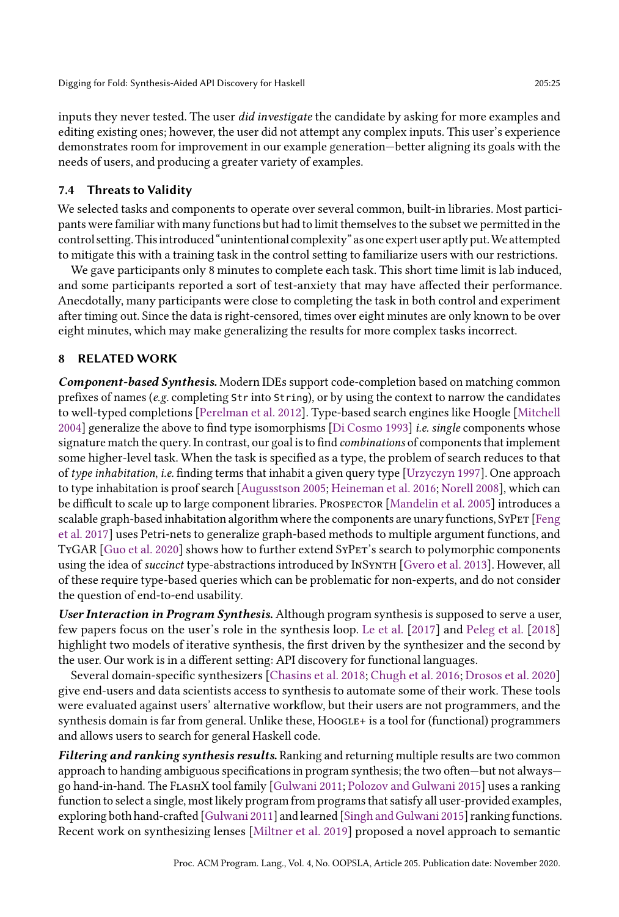inputs they never tested. The user *did investigate* the candidate by asking for more examples and editing existing ones; however, the user did not attempt any complex inputs. This user's experience demonstrates room for improvement in our example generation—better aligning its goals with the needs of users, and producing a greater variety of examples.

### 7.4 Threats to Validity

We selected tasks and components to operate over several common, built-in libraries. Most participants were familiar with many functions but had to limit themselves to the subset we permitted in the control setting. This introduced "unintentional complexity" as one expert user aptly put. We attempted to mitigate this with a training task in the control setting to familiarize users with our restrictions.

We gave participants only 8 minutes to complete each task. This short time limit is lab induced, and some participants reported a sort of test-anxiety that may have affected their performance. Anecdotally, many participants were close to completing the task in both control and experiment after timing out. Since the data is right-censored, times over eight minutes are only known to be over eight minutes, which may make generalizing the results for more complex tasks incorrect.

## 8 RELATED WORK

***Component-based Synthesis.*** Modern IDEs support code-completion based on matching common prefixes of names (*e.g.* completing `Str` into `String`), or by using the context to narrow the candidates to well-typed completions [Perelman et al. 2012]. Type-based search engines like Hoogle [Mitchell 2004] generalize the above to find type isomorphisms [Di Cosmo 1993] *i.e. single* components whose signature match the query. In contrast, our goal is to find *combinations* of components that implement some higher-level task. When the task is specified as a type, the problem of search reduces to that of *type inhabitation*, *i.e.* finding terms that inhabit a given query type [Urzyczyn 1997]. One approach to type inhabitation is proof search [Augusstson 2005; Heineman et al. 2016; Norell 2008], which can be difficult to scale up to large component libraries. Prospector [Mandelin et al. 2005] introduces a scalable graph-based inhabitation algorithm where the components are unary functions, SyPet [Feng et al. 2017] uses Petri-nets to generalize graph-based methods to multiple argument functions, and TyGAR [Guo et al. 2020] shows how to further extend SyPet's search to polymorphic components using the idea of *succinct* type-abstractions introduced by InSynth [Gvero et al. 2013]. However, all of these require type-based queries which can be problematic for non-experts, and do not consider the question of end-to-end usability.

***User Interaction in Program Synthesis.*** Although program synthesis is supposed to serve a user, few papers focus on the user's role in the synthesis loop. Le et al. [2017] and Peleg et al. [2018] highlight two models of iterative synthesis, the first driven by the synthesizer and the second by the user. Our work is in a different setting: API discovery for functional languages.

Several domain-specific synthesizers [Chasins et al. 2018; Chugh et al. 2016; Drosos et al. 2020] give end-users and data scientists access to synthesis to automate some of their work. These tools were evaluated against users' alternative workflow, but their users are not programmers, and the synthesis domain is far from general. Unlike these, Hoogle+ is a tool for (functional) programmers and allows users to search for general Haskell code.

***Filtering and ranking synthesis results.*** Ranking and returning multiple results are two common approach to handing ambiguous specifications in program synthesis; the two often—but not always—go hand-in-hand. The FlashX tool family [Gulwani 2011; Polozov and Gulwani 2015] uses a ranking function to select a single, most likely program from programs that satisfy all user-provided examples, exploring both hand-crafted [Gulwani 2011] and learned [Singh and Gulwani 2015] ranking functions. Recent work on synthesizing lenses [Miltner et al. 2019] proposed a novel approach to semantic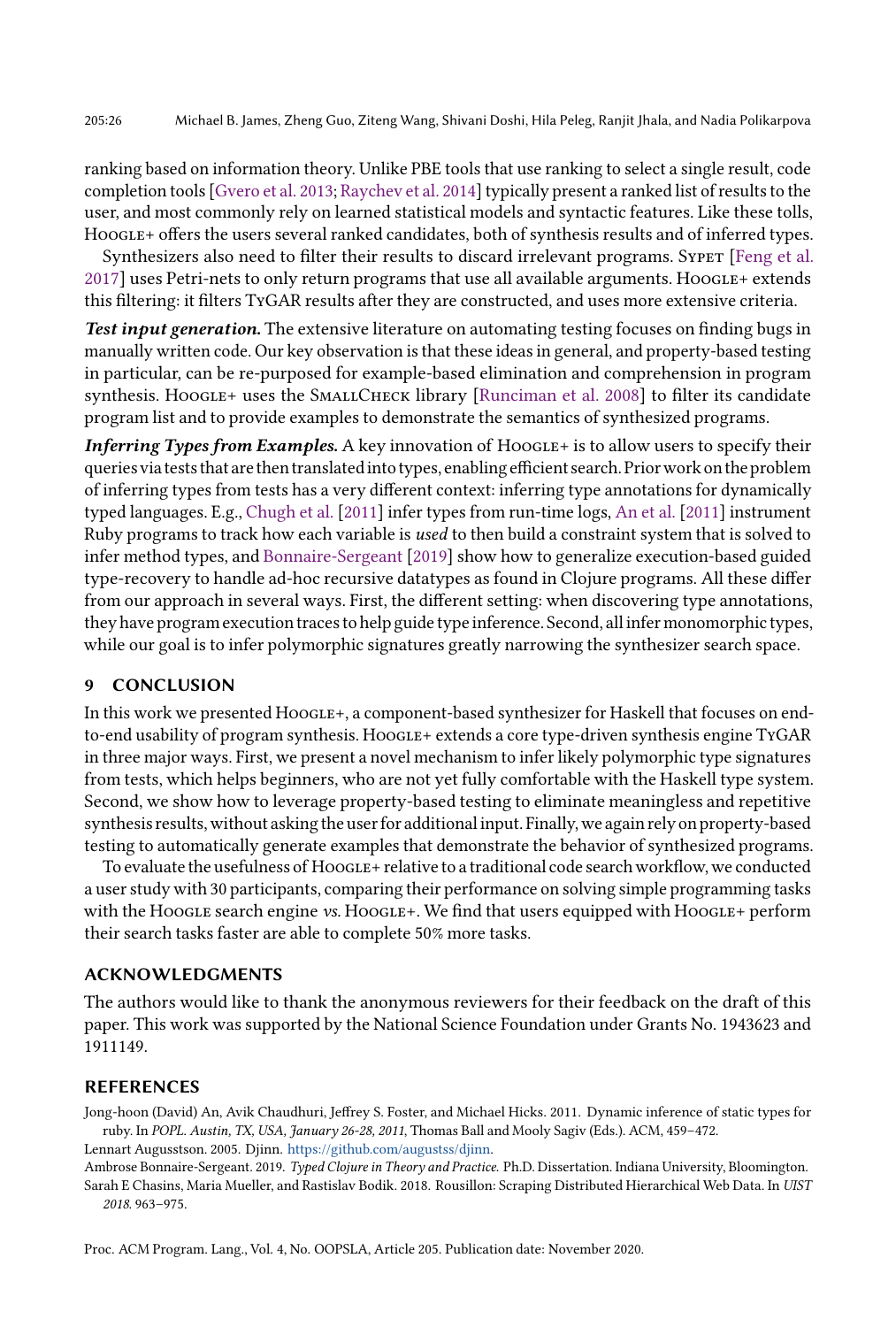ranking based on information theory. Unlike PBE tools that use ranking to select a single result, code completion tools [Gvero et al. 2013; Raychev et al. 2014] typically present a ranked list of results to the user, and most commonly rely on learned statistical models and syntactic features. Like these tolls, Hoogle+ offers the users several ranked candidates, both of synthesis results and of inferred types.

Synthesizers also need to filter their results to discard irrelevant programs. Sypet [Feng et al. 2017] uses Petri-nets to only return programs that use all available arguments. Hoogle+ extends this filtering: it filters TyGAR results after they are constructed, and uses more extensive criteria.

***Test input generation.*** The extensive literature on automating testing focuses on finding bugs in manually written code. Our key observation is that these ideas in general, and property-based testing in particular, can be re-purposed for example-based elimination and comprehension in program synthesis. Hoogle+ uses the SmallCheck library [Runciman et al. 2008] to filter its candidate program list and to provide examples to demonstrate the semantics of synthesized programs.

***Inferring Types from Examples.*** A key innovation of Hoogle+ is to allow users to specify their queries via tests that are then translated into types, enabling efficient search. Prior work on the problem of inferring types from tests has a very different context: inferring type annotations for dynamically typed languages. E.g., Chugh et al. [2011] infer types from run-time logs, An et al. [2011] instrument Ruby programs to track how each variable is *used* to then build a constraint system that is solved to infer method types, and Bonnaire-Sergeant [2019] show how to generalize execution-based guided type-recovery to handle ad-hoc recursive datatypes as found in Clojure programs. All these differ from our approach in several ways. First, the different setting: when discovering type annotations, they have program execution traces to help guide type inference. Second, all infer monomorphic types, while our goal is to infer polymorphic signatures greatly narrowing the synthesizer search space.

## 9 CONCLUSION

In this work we presented Hoogle+, a component-based synthesizer for Haskell that focuses on end-to-end usability of program synthesis. Hoogle+ extends a core type-driven synthesis engine TyGAR in three major ways. First, we present a novel mechanism to infer likely polymorphic type signatures from tests, which helps beginners, who are not yet fully comfortable with the Haskell type system. Second, we show how to leverage property-based testing to eliminate meaningless and repetitive synthesis results, without asking the user for additional input. Finally, we again rely on property-based testing to automatically generate examples that demonstrate the behavior of synthesized programs.

To evaluate the usefulness of Hoogle+ relative to a traditional code search workflow, we conducted a user study with 30 participants, comparing their performance on solving simple programming tasks with the Hoogle search engine *vs.* Hoogle+. We find that users equipped with Hoogle+ perform their search tasks faster are able to complete 50% more tasks.

## ACKNOWLEDGMENTS

The authors would like to thank the anonymous reviewers for their feedback on the draft of this paper. This work was supported by the National Science Foundation under Grants No. 1943623 and 1911149.

## REFERENCES

Jong-hoon (David) An, Avik Chaudhuri, Jeffrey S. Foster, and Michael Hicks. 2011. Dynamic inference of static types for ruby. In *POPL. Austin, TX, USA, January 26-28, 2011*, Thomas Ball and Mooly Sagiv (Eds.). ACM, 459–472.

Lennart Augusstson. 2005. Djinn. https://github.com/augustss/djinn.

Ambrose Bonnaire-Sergeant. 2019. *Typed Clojure in Theory and Practice.* Ph.D. Dissertation. Indiana University, Bloomington.

Sarah E Chasins, Maria Mueller, and Rastislav Bodik. 2018. Rousillon: Scraping Distributed Hierarchical Web Data. In *UIST 2018*. 963–975.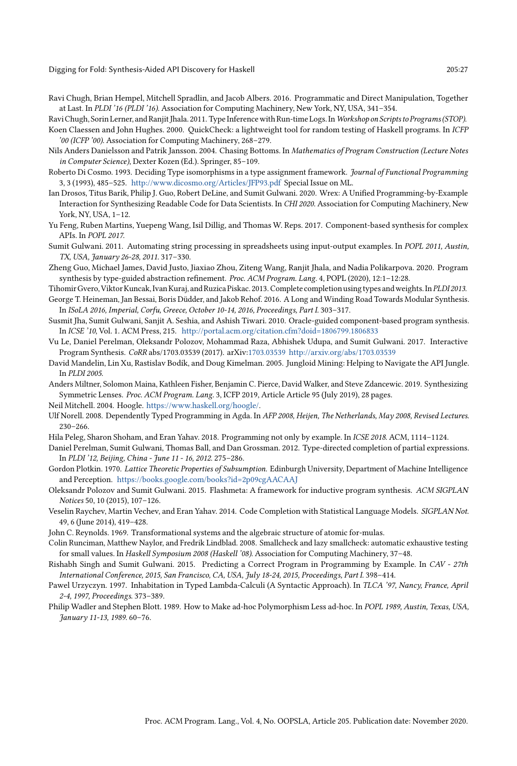Ravi Chugh, Brian Hempel, Mitchell Spradlin, and Jacob Albers. 2016. Programmatic and Direct Manipulation, Together at Last. In *PLDI '16 (PLDI '16)*. Association for Computing Machinery, New York, NY, USA, 341–354.

Ravi Chugh, Sorin Lerner, and Ranjit Jhala. 2011. Type Inference with Run-time Logs. In *Workshop on Scripts to Programs (STOP)*.

Koen Claessen and John Hughes. 2000. QuickCheck: a lightweight tool for random testing of Haskell programs. In *ICFP '00 (ICFP '00)*. Association for Computing Machinery, 268–279.

Nils Anders Danielsson and Patrik Jansson. 2004. Chasing Bottoms. In *Mathematics of Program Construction (Lecture Notes in Computer Science)*, Dexter Kozen (Ed.). Springer, 85–109.

Roberto Di Cosmo. 1993. Deciding Type isomorphisms in a type assignment framework. *Journal of Functional Programming* 3, 3 (1993), 485–525. http://www.dicosmo.org/Articles/JFP93.pdf Special Issue on ML.

Ian Drosos, Titus Barik, Philip J. Guo, Robert DeLine, and Sumit Gulwani. 2020. Wrex: A Unified Programming-by-Example Interaction for Synthesizing Readable Code for Data Scientists. In *CHI 2020*. Association for Computing Machinery, New York, NY, USA, 1–12.

Yu Feng, Ruben Martins, Yuepeng Wang, Isil Dillig, and Thomas W. Reps. 2017. Component-based synthesis for complex APIs. In *POPL 2017*.

Sumit Gulwani. 2011. Automating string processing in spreadsheets using input-output examples. In *POPL 2011, Austin, TX, USA, January 26-28, 2011*. 317–330.

Zheng Guo, Michael James, David Justo, Jiaxiao Zhou, Ziteng Wang, Ranjit Jhala, and Nadia Polikarpova. 2020. Program synthesis by type-guided abstraction refinement. *Proc. ACM Program. Lang.* 4, POPL (2020), 12:1–12:28.

Tihomir Gvero, Viktor Kuncak, Ivan Kuraj, and Ruzica Piskac. 2013. Complete completion using types and weights. In *PLDI 2013*.

George T. Heineman, Jan Bessai, Boris Düdder, and Jakob Rehof. 2016. A Long and Winding Road Towards Modular Synthesis. In *ISoLA 2016, Imperial, Corfu, Greece, October 10-14, 2016, Proceedings, Part I*. 303–317.

Susmit Jha, Sumit Gulwani, Sanjit A. Seshia, and Ashish Tiwari. 2010. Oracle-guided component-based program synthesis. In *ICSE '10*, Vol. 1. ACM Press, 215. http://portal.acm.org/citation.cfm?doid=1806799.1806833

Vu Le, Daniel Perelman, Oleksandr Polozov, Mohammad Raza, Abhishek Udupa, and Sumit Gulwani. 2017. Interactive Program Synthesis. *CoRR* abs/1703.03539 (2017). arXiv:1703.03539 http://arxiv.org/abs/1703.03539

David Mandelin, Lin Xu, Rastislav Bodík, and Doug Kimelman. 2005. Jungloid Mining: Helping to Navigate the API Jungle. In *PLDI 2005*.

Anders Miltner, Solomon Maina, Kathleen Fisher, Benjamin C. Pierce, David Walker, and Steve Zdancewic. 2019. Synthesizing Symmetric Lenses. *Proc. ACM Program. Lang.* 3, ICFP 2019, Article Article 95 (July 2019), 28 pages.

Neil Mitchell. 2004. Hoogle. https://www.haskell.org/hoogle/.

Ulf Norell. 2008. Dependently Typed Programming in Agda. In *AFP 2008, Heijen, The Netherlands, May 2008, Revised Lectures*. 230–266.

Hila Peleg, Sharon Shoham, and Eran Yahav. 2018. Programming not only by example. In *ICSE 2018*. ACM, 1114–1124.

Daniel Perelman, Sumit Gulwani, Thomas Ball, and Dan Grossman. 2012. Type-directed completion of partial expressions. In *PLDI '12, Beijing, China - June 11 - 16, 2012*. 275–286.

Gordon Plotkin. 1970. *Lattice Theoretic Properties of Subsumption*. Edinburgh University, Department of Machine Intelligence and Perception. https://books.google.com/books?id=2p09cgAACAAJ

Oleksandr Polozov and Sumit Gulwani. 2015. Flashmeta: A framework for inductive program synthesis. *ACM SIGPLAN Notices* 50, 10 (2015), 107–126.

Veselin Raychev, Martin Vechev, and Eran Yahav. 2014. Code Completion with Statistical Language Models. *SIGPLAN Not.* 49, 6 (June 2014), 419–428.

John C. Reynolds. 1969. Transformational systems and the algebraic structure of atomic for-mulas.

Colin Runciman, Matthew Naylor, and Fredrik Lindblad. 2008. Smallcheck and lazy smallcheck: automatic exhaustive testing for small values. In *Haskell Symposium 2008 (Haskell '08)*. Association for Computing Machinery, 37–48.

Rishabh Singh and Sumit Gulwani. 2015. Predicting a Correct Program in Programming by Example. In *CAV - 27th International Conference, 2015, San Francisco, CA, USA, July 18-24, 2015, Proceedings, Part I*. 398–414.

Pawel Urzyczyn. 1997. Inhabitation in Typed Lambda-Calculi (A Syntactic Approach). In *TLCA '97, Nancy, France, April 2-4, 1997, Proceedings*. 373–389.

Philip Wadler and Stephen Blott. 1989. How to Make ad-hoc Polymorphism Less ad-hoc. In *POPL 1989, Austin, Texas, USA, January 11-13, 1989*. 60–76.